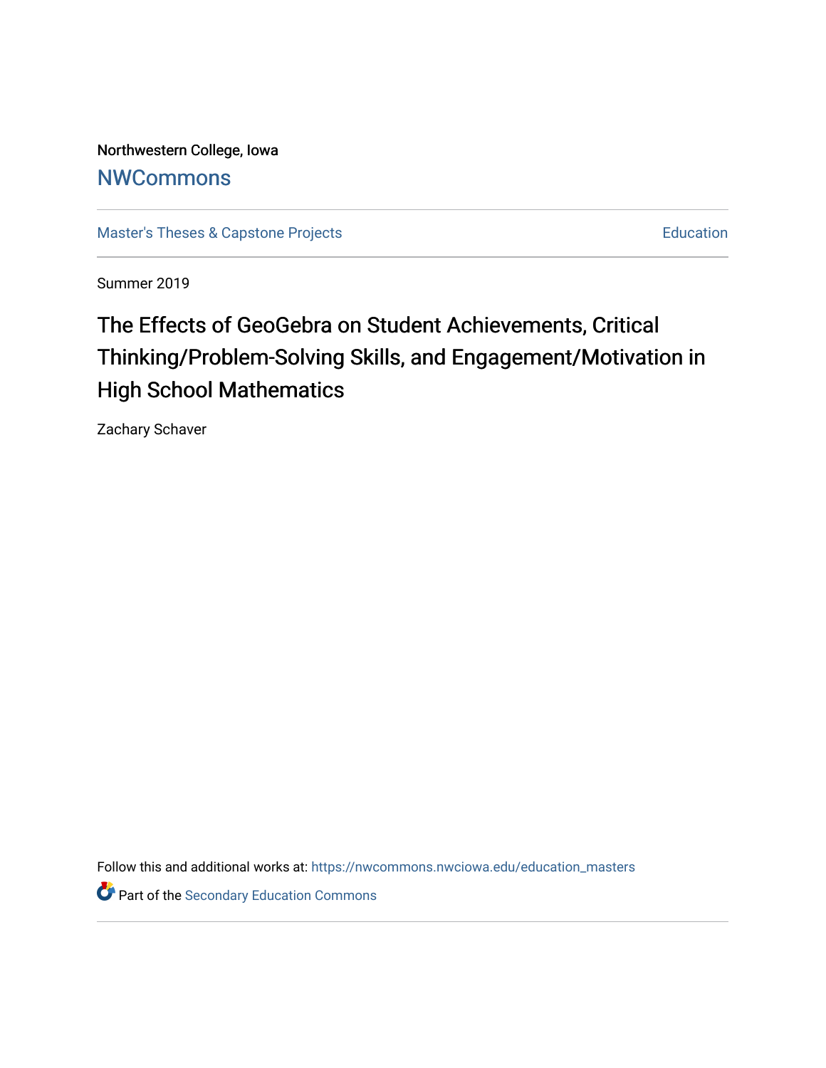Northwestern College, Iowa

# NWCommons

Master's Theses & Capstone Projects

Education

Summer 2019

## The Effects of GeoGebra on Student Achievements, Critical Thinking/Problem-Solving Skills, and Engagement/Motivation in High School Mathematics

Zachary Schaver

Follow this and additional works at: https://nwcommons.nwciowa.edu/education_masters

Part of the Secondary Education Commons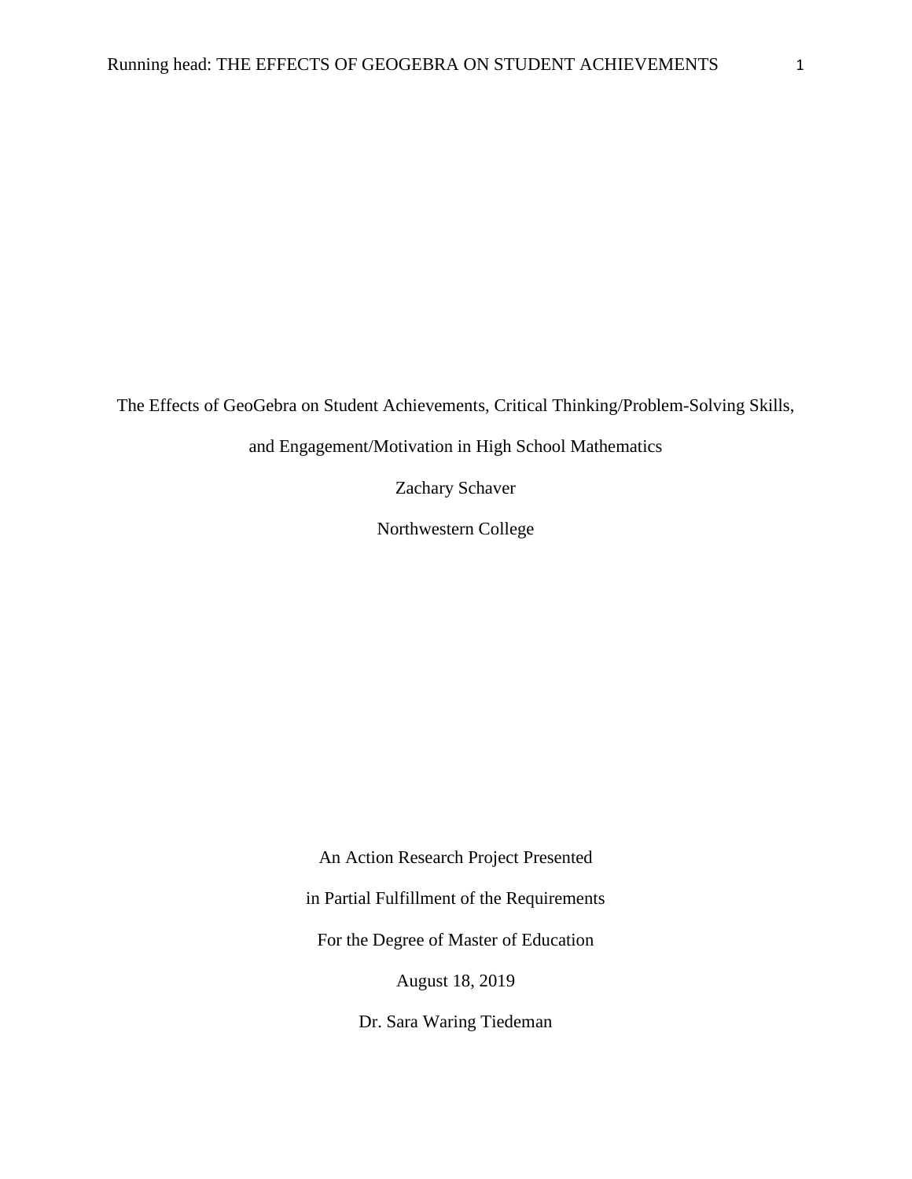The Effects of GeoGebra on Student Achievements, Critical Thinking/Problem-Solving Skills, and Engagement/Motivation in High School Mathematics

Zachary Schaver

Northwestern College

An Action Research Project Presented

in Partial Fulfillment of the Requirements

For the Degree of Master of Education

August 18, 2019

Dr. Sara Waring Tiedeman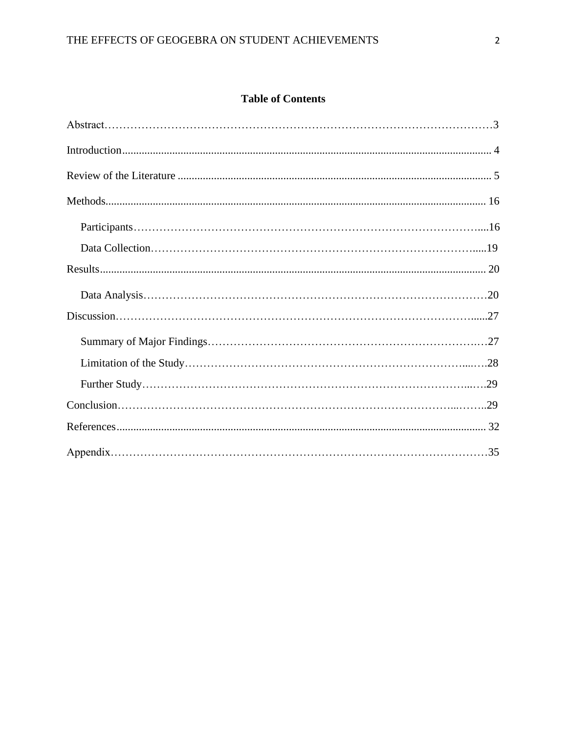## Table of Contents

Abstract………………………………………………………………………………………3

Introduction.................................................................................................................................... 4

Review of the Literature ................................................................................................................ 5

Methods....................................................................................................................................... 16

- Participants………………………………………………………………………….....16
- Data Collection…………………………………………………………………….....19

Results.......................................................................................................................................... 20

- Data Analysis…………………………………………………………………………20

Discussion…………………………………………………………………………….....27

- Summary of Major Findings………………………………………………………….…27
- Limitation of the Study……………………………………………………………...….28
- Further Study…………………………………………………………………….....….29

Conclusion……………………………………………………………………..……..29

References.................................................................................................................................... 32

Appendix………………………………………………………………………………35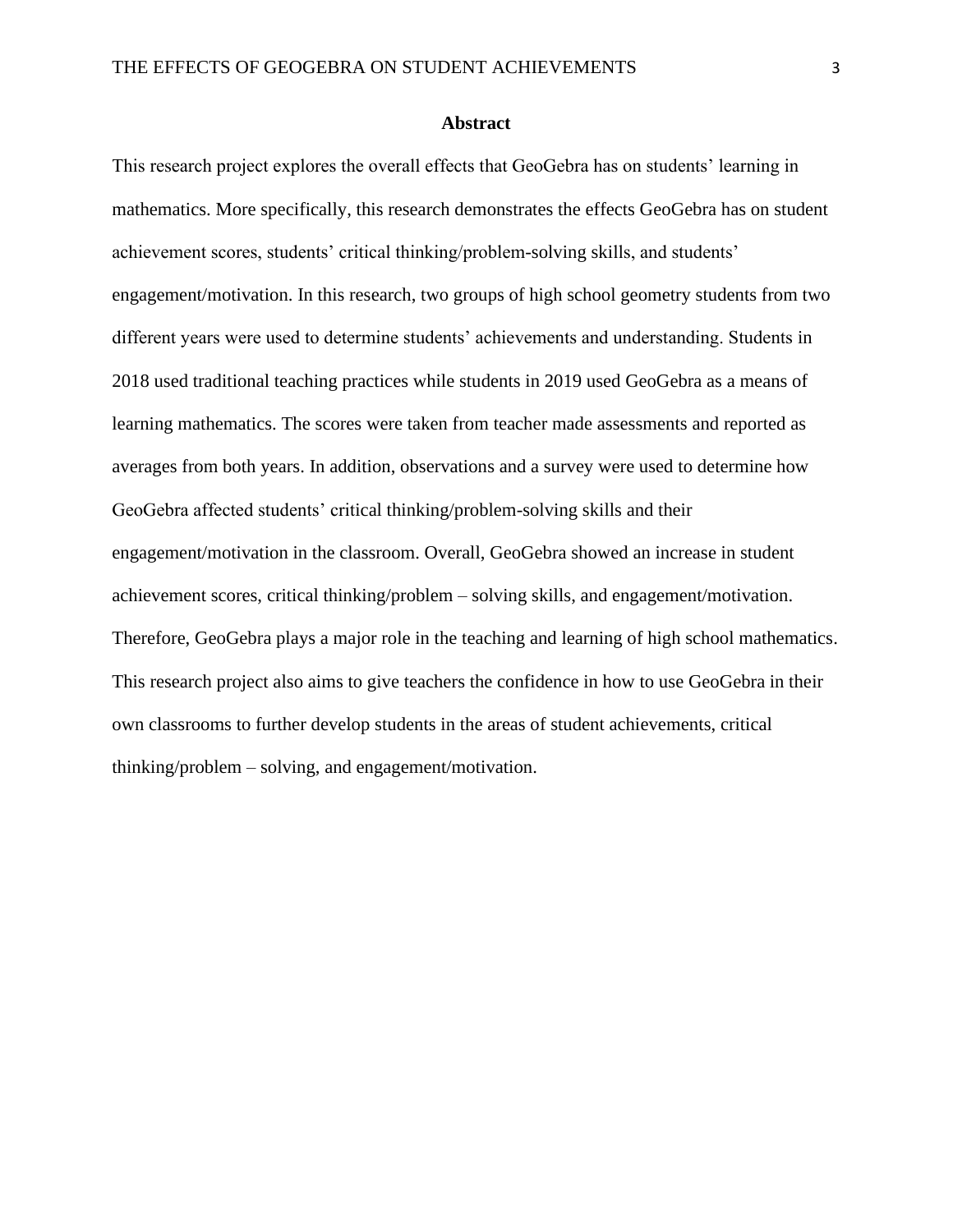# Abstract

This research project explores the overall effects that GeoGebra has on students' learning in mathematics. More specifically, this research demonstrates the effects GeoGebra has on student achievement scores, students' critical thinking/problem-solving skills, and students' engagement/motivation. In this research, two groups of high school geometry students from two different years were used to determine students' achievements and understanding. Students in 2018 used traditional teaching practices while students in 2019 used GeoGebra as a means of learning mathematics. The scores were taken from teacher made assessments and reported as averages from both years. In addition, observations and a survey were used to determine how GeoGebra affected students' critical thinking/problem-solving skills and their engagement/motivation in the classroom. Overall, GeoGebra showed an increase in student achievement scores, critical thinking/problem – solving skills, and engagement/motivation. Therefore, GeoGebra plays a major role in the teaching and learning of high school mathematics. This research project also aims to give teachers the confidence in how to use GeoGebra in their own classrooms to further develop students in the areas of student achievements, critical thinking/problem – solving, and engagement/motivation.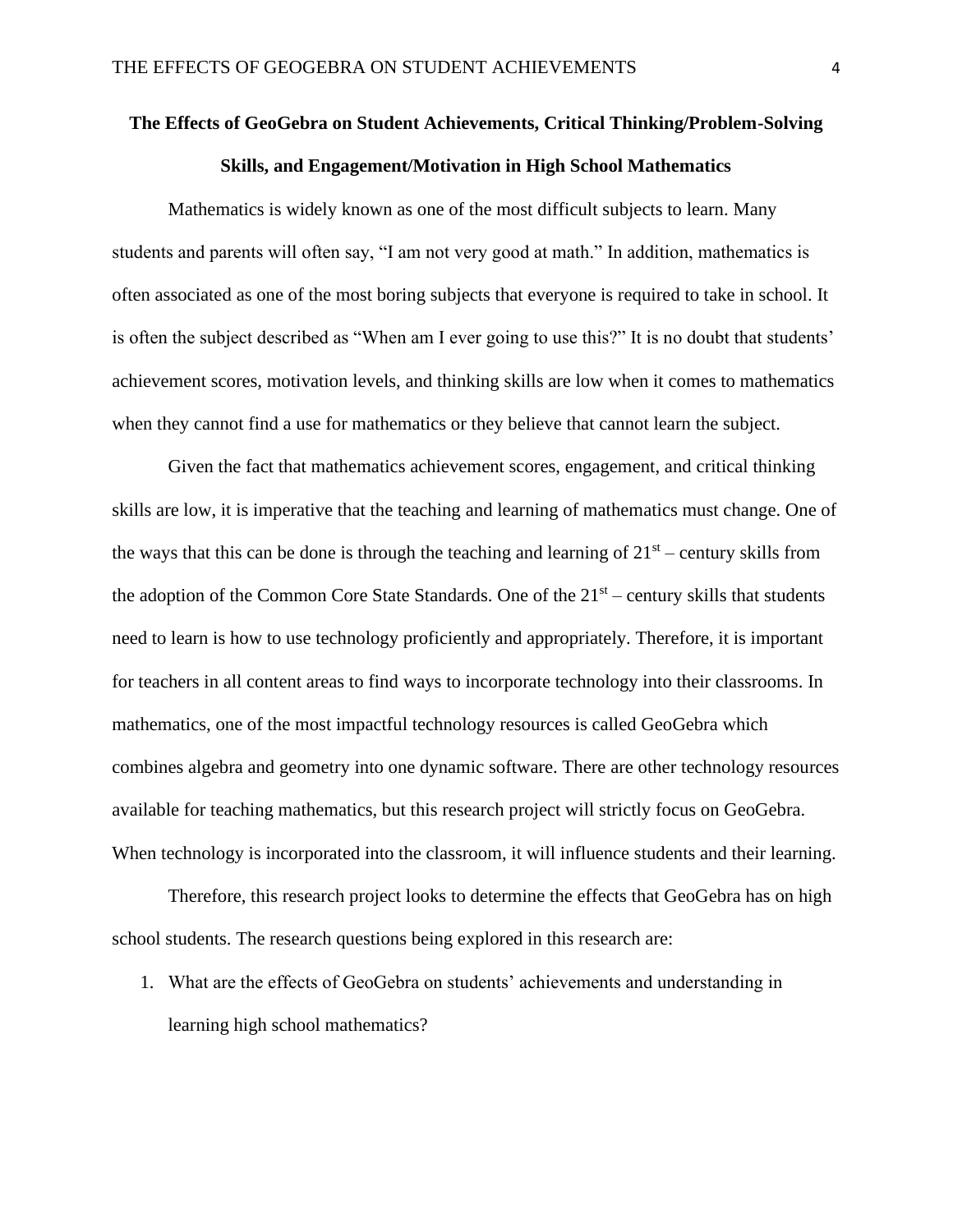# The Effects of GeoGebra on Student Achievements, Critical Thinking/Problem-Solving Skills, and Engagement/Motivation in High School Mathematics

Mathematics is widely known as one of the most difficult subjects to learn. Many students and parents will often say, “I am not very good at math.” In addition, mathematics is often associated as one of the most boring subjects that everyone is required to take in school. It is often the subject described as “When am I ever going to use this?” It is no doubt that students’ achievement scores, motivation levels, and thinking skills are low when it comes to mathematics when they cannot find a use for mathematics or they believe that cannot learn the subject.

Given the fact that mathematics achievement scores, engagement, and critical thinking skills are low, it is imperative that the teaching and learning of mathematics must change. One of the ways that this can be done is through the teaching and learning of 21st – century skills from the adoption of the Common Core State Standards. One of the 21st – century skills that students need to learn is how to use technology proficiently and appropriately. Therefore, it is important for teachers in all content areas to find ways to incorporate technology into their classrooms. In mathematics, one of the most impactful technology resources is called GeoGebra which combines algebra and geometry into one dynamic software. There are other technology resources available for teaching mathematics, but this research project will strictly focus on GeoGebra. When technology is incorporated into the classroom, it will influence students and their learning.

Therefore, this research project looks to determine the effects that GeoGebra has on high school students. The research questions being explored in this research are:

1. What are the effects of GeoGebra on students’ achievements and understanding in learning high school mathematics?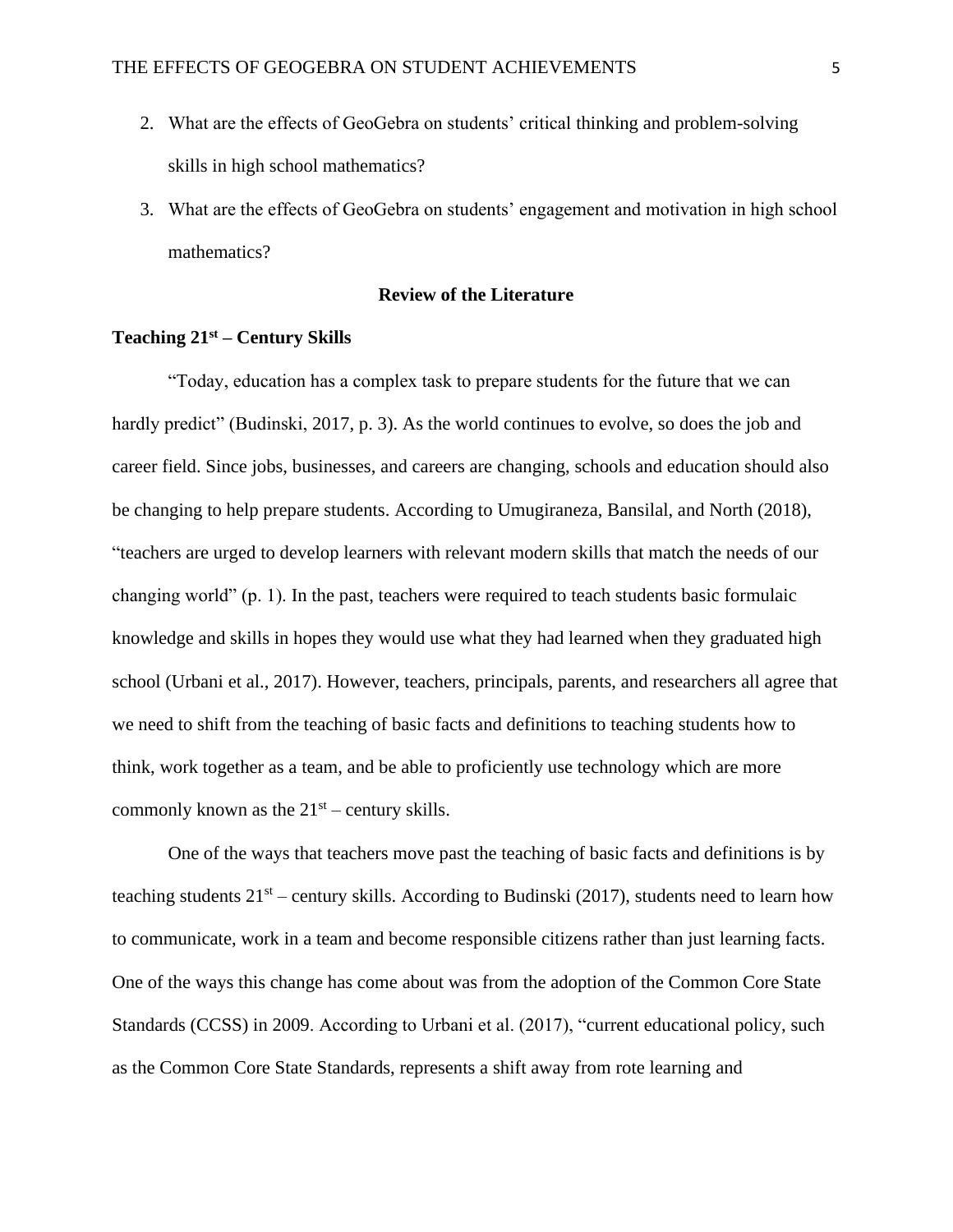2. What are the effects of GeoGebra on students' critical thinking and problem-solving skills in high school mathematics?
3. What are the effects of GeoGebra on students' engagement and motivation in high school mathematics?

## Review of the Literature

### Teaching 21st – Century Skills

"Today, education has a complex task to prepare students for the future that we can hardly predict" (Budinski, 2017, p. 3). As the world continues to evolve, so does the job and career field. Since jobs, businesses, and careers are changing, schools and education should also be changing to help prepare students. According to Umugiraneza, Bansilal, and North (2018), "teachers are urged to develop learners with relevant modern skills that match the needs of our changing world" (p. 1). In the past, teachers were required to teach students basic formulaic knowledge and skills in hopes they would use what they had learned when they graduated high school (Urbani et al., 2017). However, teachers, principals, parents, and researchers all agree that we need to shift from the teaching of basic facts and definitions to teaching students how to think, work together as a team, and be able to proficiently use technology which are more commonly known as the 21st – century skills.

One of the ways that teachers move past the teaching of basic facts and definitions is by teaching students 21st – century skills. According to Budinski (2017), students need to learn how to communicate, work in a team and become responsible citizens rather than just learning facts. One of the ways this change has come about was from the adoption of the Common Core State Standards (CCSS) in 2009. According to Urbani et al. (2017), "current educational policy, such as the Common Core State Standards, represents a shift away from rote learning and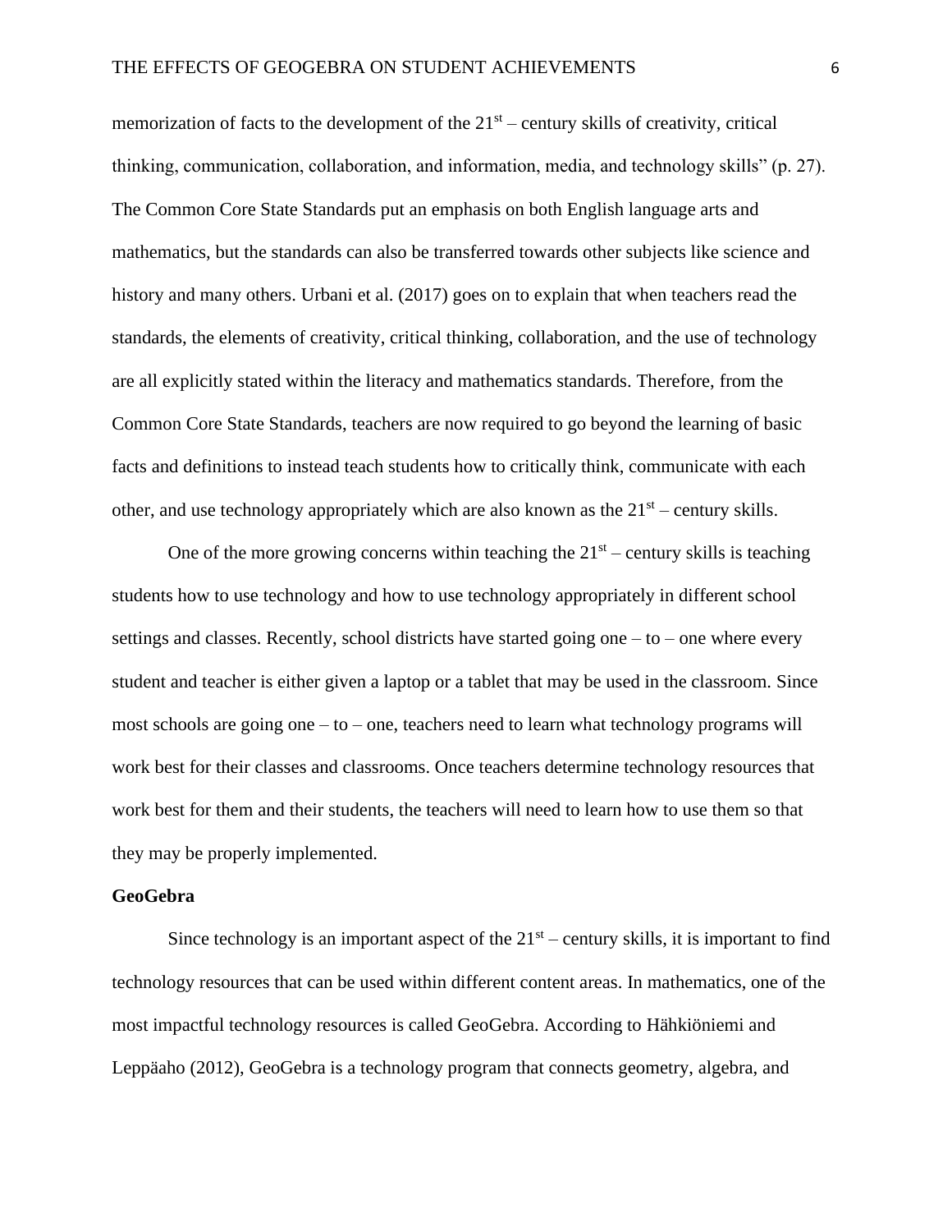memorization of facts to the development of the 21st – century skills of creativity, critical thinking, communication, collaboration, and information, media, and technology skills" (p. 27). The Common Core State Standards put an emphasis on both English language arts and mathematics, but the standards can also be transferred towards other subjects like science and history and many others. Urbani et al. (2017) goes on to explain that when teachers read the standards, the elements of creativity, critical thinking, collaboration, and the use of technology are all explicitly stated within the literacy and mathematics standards. Therefore, from the Common Core State Standards, teachers are now required to go beyond the learning of basic facts and definitions to instead teach students how to critically think, communicate with each other, and use technology appropriately which are also known as the 21st – century skills.

One of the more growing concerns within teaching the 21st – century skills is teaching students how to use technology and how to use technology appropriately in different school settings and classes. Recently, school districts have started going one – to – one where every student and teacher is either given a laptop or a tablet that may be used in the classroom. Since most schools are going one – to – one, teachers need to learn what technology programs will work best for their classes and classrooms. Once teachers determine technology resources that work best for them and their students, the teachers will need to learn how to use them so that they may be properly implemented.

**GeoGebra**

Since technology is an important aspect of the 21st – century skills, it is important to find technology resources that can be used within different content areas. In mathematics, one of the most impactful technology resources is called GeoGebra. According to Hähkiöniemi and Leppäaho (2012), GeoGebra is a technology program that connects geometry, algebra, and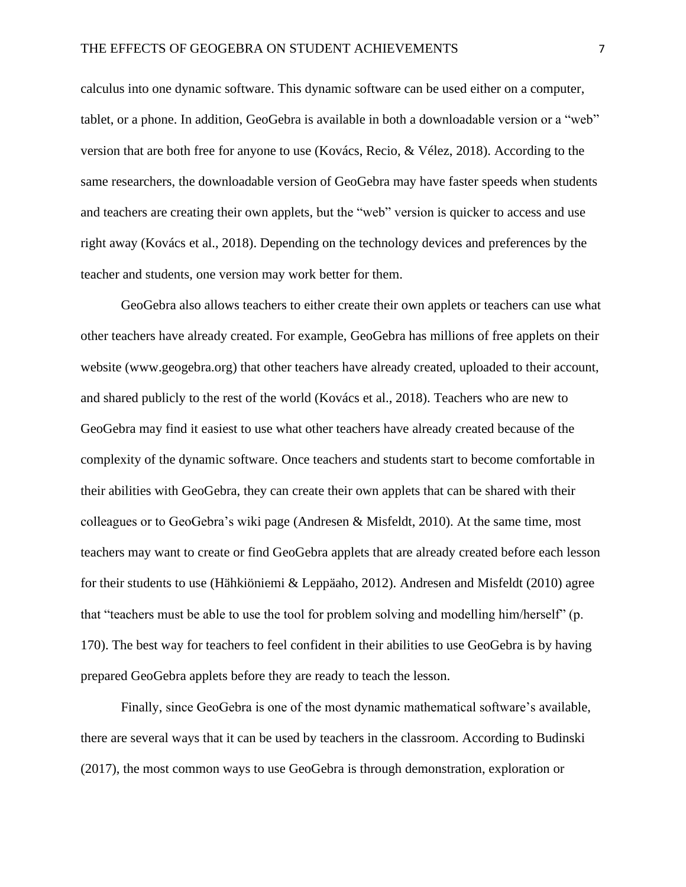calculus into one dynamic software. This dynamic software can be used either on a computer, tablet, or a phone. In addition, GeoGebra is available in both a downloadable version or a “web” version that are both free for anyone to use (Kovács, Recio, & Vélez, 2018). According to the same researchers, the downloadable version of GeoGebra may have faster speeds when students and teachers are creating their own applets, but the “web” version is quicker to access and use right away (Kovács et al., 2018). Depending on the technology devices and preferences by the teacher and students, one version may work better for them.

GeoGebra also allows teachers to either create their own applets or teachers can use what other teachers have already created. For example, GeoGebra has millions of free applets on their website (www.geogebra.org) that other teachers have already created, uploaded to their account, and shared publicly to the rest of the world (Kovács et al., 2018). Teachers who are new to GeoGebra may find it easiest to use what other teachers have already created because of the complexity of the dynamic software. Once teachers and students start to become comfortable in their abilities with GeoGebra, they can create their own applets that can be shared with their colleagues or to GeoGebra’s wiki page (Andresen & Misfeldt, 2010). At the same time, most teachers may want to create or find GeoGebra applets that are already created before each lesson for their students to use (Hähkiöniemi & Leppäaho, 2012). Andresen and Misfeldt (2010) agree that “teachers must be able to use the tool for problem solving and modelling him/herself” (p. 170). The best way for teachers to feel confident in their abilities to use GeoGebra is by having prepared GeoGebra applets before they are ready to teach the lesson.

Finally, since GeoGebra is one of the most dynamic mathematical software’s available, there are several ways that it can be used by teachers in the classroom. According to Budinski (2017), the most common ways to use GeoGebra is through demonstration, exploration or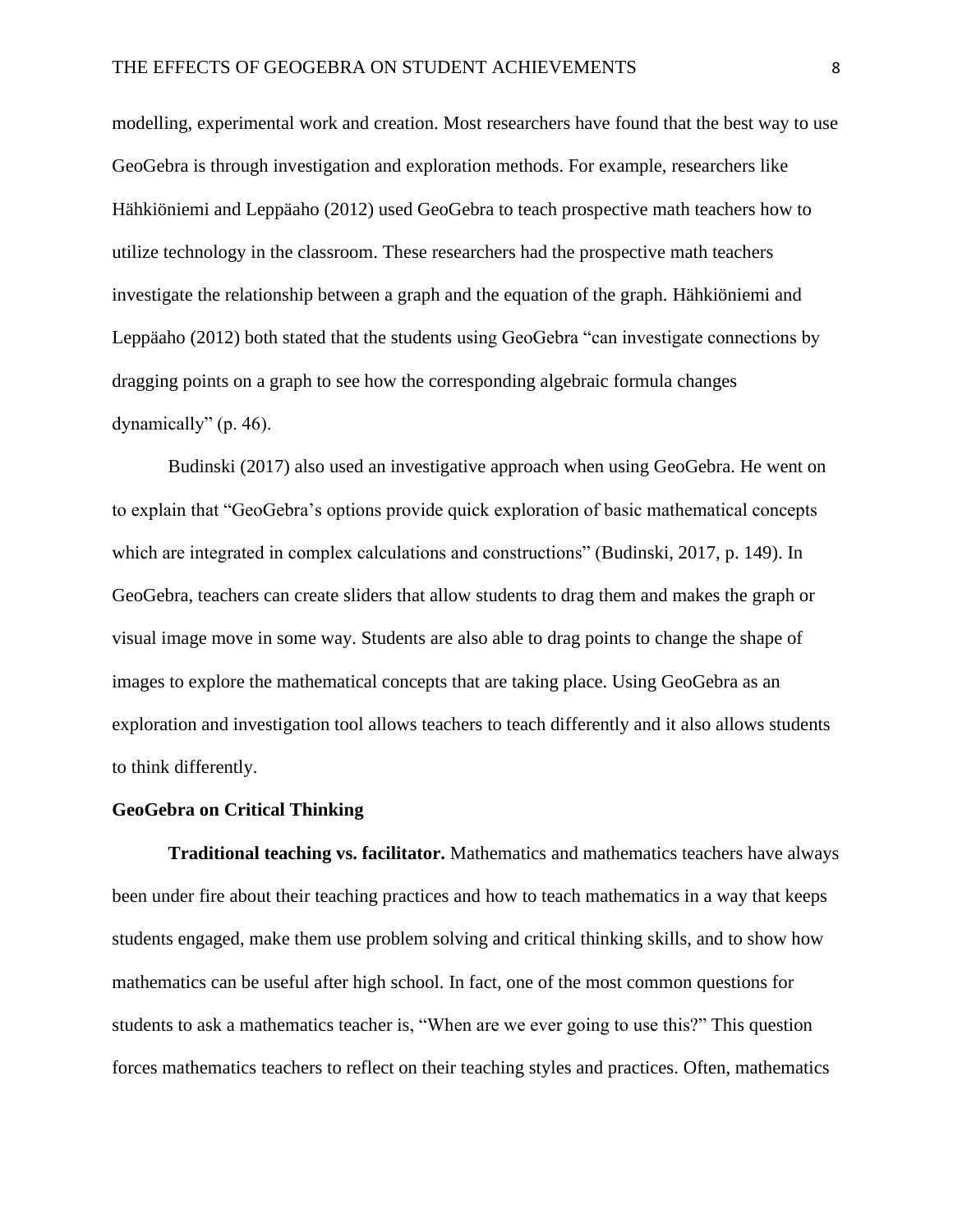modelling, experimental work and creation. Most researchers have found that the best way to use GeoGebra is through investigation and exploration methods. For example, researchers like Hähkiöniemi and Leppäaho (2012) used GeoGebra to teach prospective math teachers how to utilize technology in the classroom. These researchers had the prospective math teachers investigate the relationship between a graph and the equation of the graph. Hähkiöniemi and Leppäaho (2012) both stated that the students using GeoGebra "can investigate connections by dragging points on a graph to see how the corresponding algebraic formula changes dynamically" (p. 46).

Budinski (2017) also used an investigative approach when using GeoGebra. He went on to explain that "GeoGebra's options provide quick exploration of basic mathematical concepts which are integrated in complex calculations and constructions" (Budinski, 2017, p. 149). In GeoGebra, teachers can create sliders that allow students to drag them and makes the graph or visual image move in some way. Students are also able to drag points to change the shape of images to explore the mathematical concepts that are taking place. Using GeoGebra as an exploration and investigation tool allows teachers to teach differently and it also allows students to think differently.

## GeoGebra on Critical Thinking

**Traditional teaching vs. facilitator.** Mathematics and mathematics teachers have always been under fire about their teaching practices and how to teach mathematics in a way that keeps students engaged, make them use problem solving and critical thinking skills, and to show how mathematics can be useful after high school. In fact, one of the most common questions for students to ask a mathematics teacher is, "When are we ever going to use this?" This question forces mathematics teachers to reflect on their teaching styles and practices. Often, mathematics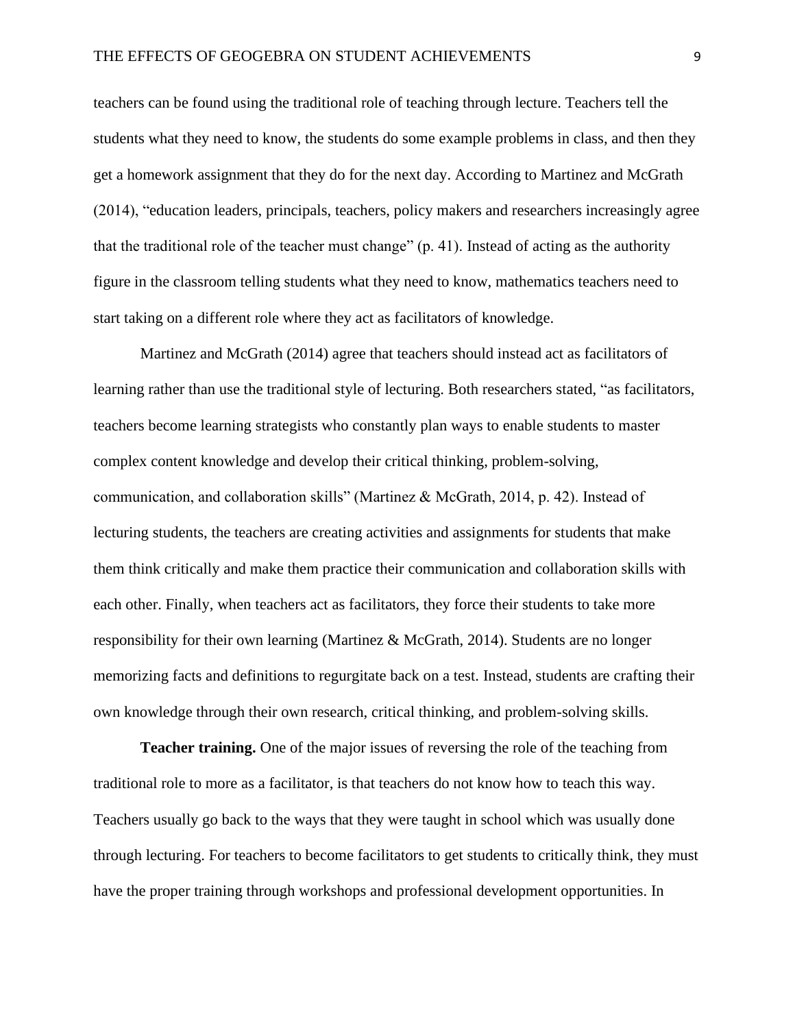teachers can be found using the traditional role of teaching through lecture. Teachers tell the students what they need to know, the students do some example problems in class, and then they get a homework assignment that they do for the next day. According to Martinez and McGrath (2014), "education leaders, principals, teachers, policy makers and researchers increasingly agree that the traditional role of the teacher must change" (p. 41). Instead of acting as the authority figure in the classroom telling students what they need to know, mathematics teachers need to start taking on a different role where they act as facilitators of knowledge.

Martinez and McGrath (2014) agree that teachers should instead act as facilitators of learning rather than use the traditional style of lecturing. Both researchers stated, "as facilitators, teachers become learning strategists who constantly plan ways to enable students to master complex content knowledge and develop their critical thinking, problem-solving, communication, and collaboration skills" (Martinez & McGrath, 2014, p. 42). Instead of lecturing students, the teachers are creating activities and assignments for students that make them think critically and make them practice their communication and collaboration skills with each other. Finally, when teachers act as facilitators, they force their students to take more responsibility for their own learning (Martinez & McGrath, 2014). Students are no longer memorizing facts and definitions to regurgitate back on a test. Instead, students are crafting their own knowledge through their own research, critical thinking, and problem-solving skills.

**Teacher training.** One of the major issues of reversing the role of the teaching from traditional role to more as a facilitator, is that teachers do not know how to teach this way. Teachers usually go back to the ways that they were taught in school which was usually done through lecturing. For teachers to become facilitators to get students to critically think, they must have the proper training through workshops and professional development opportunities. In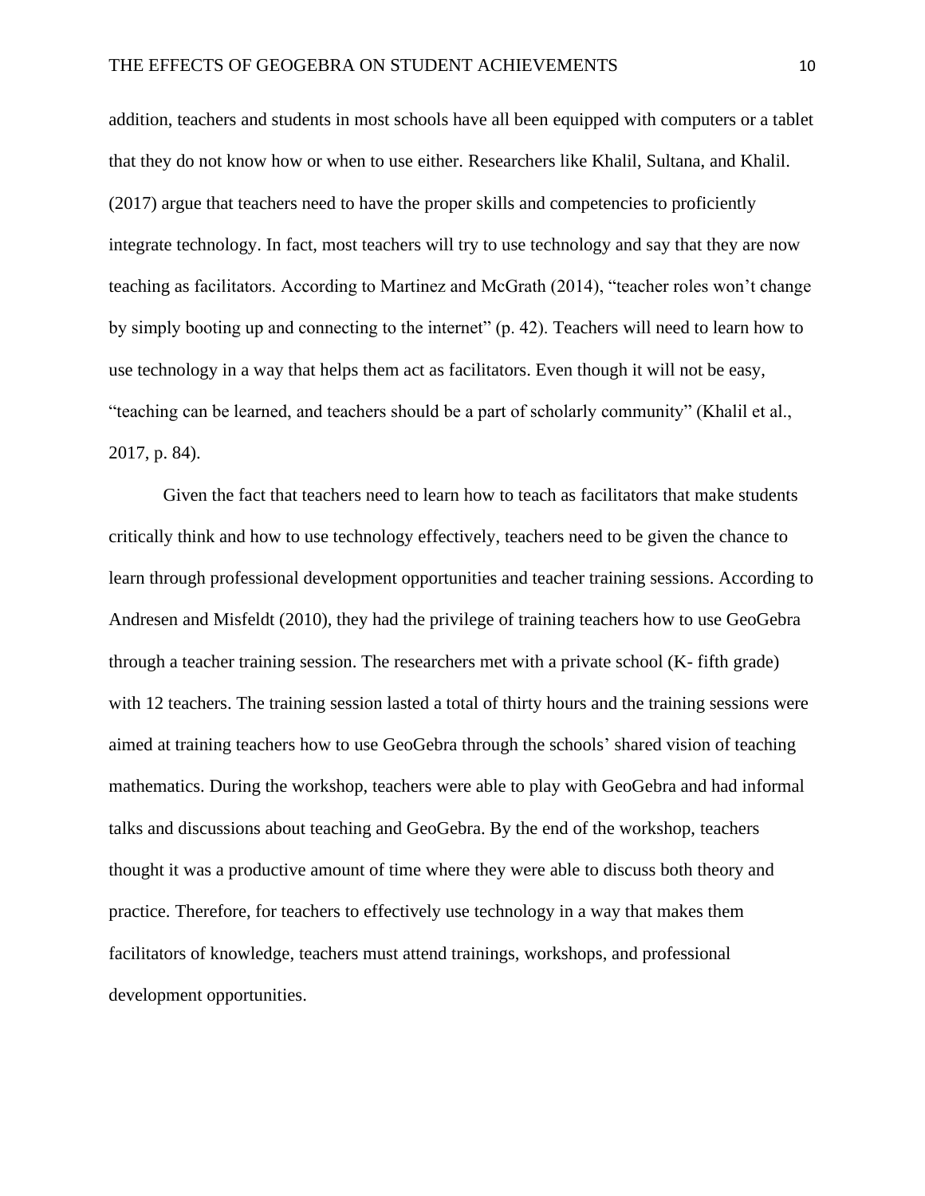addition, teachers and students in most schools have all been equipped with computers or a tablet that they do not know how or when to use either. Researchers like Khalil, Sultana, and Khalil. (2017) argue that teachers need to have the proper skills and competencies to proficiently integrate technology. In fact, most teachers will try to use technology and say that they are now teaching as facilitators. According to Martinez and McGrath (2014), "teacher roles won't change by simply booting up and connecting to the internet" (p. 42). Teachers will need to learn how to use technology in a way that helps them act as facilitators. Even though it will not be easy, "teaching can be learned, and teachers should be a part of scholarly community" (Khalil et al., 2017, p. 84).

Given the fact that teachers need to learn how to teach as facilitators that make students critically think and how to use technology effectively, teachers need to be given the chance to learn through professional development opportunities and teacher training sessions. According to Andresen and Misfeldt (2010), they had the privilege of training teachers how to use GeoGebra through a teacher training session. The researchers met with a private school (K- fifth grade) with 12 teachers. The training session lasted a total of thirty hours and the training sessions were aimed at training teachers how to use GeoGebra through the schools' shared vision of teaching mathematics. During the workshop, teachers were able to play with GeoGebra and had informal talks and discussions about teaching and GeoGebra. By the end of the workshop, teachers thought it was a productive amount of time where they were able to discuss both theory and practice. Therefore, for teachers to effectively use technology in a way that makes them facilitators of knowledge, teachers must attend trainings, workshops, and professional development opportunities.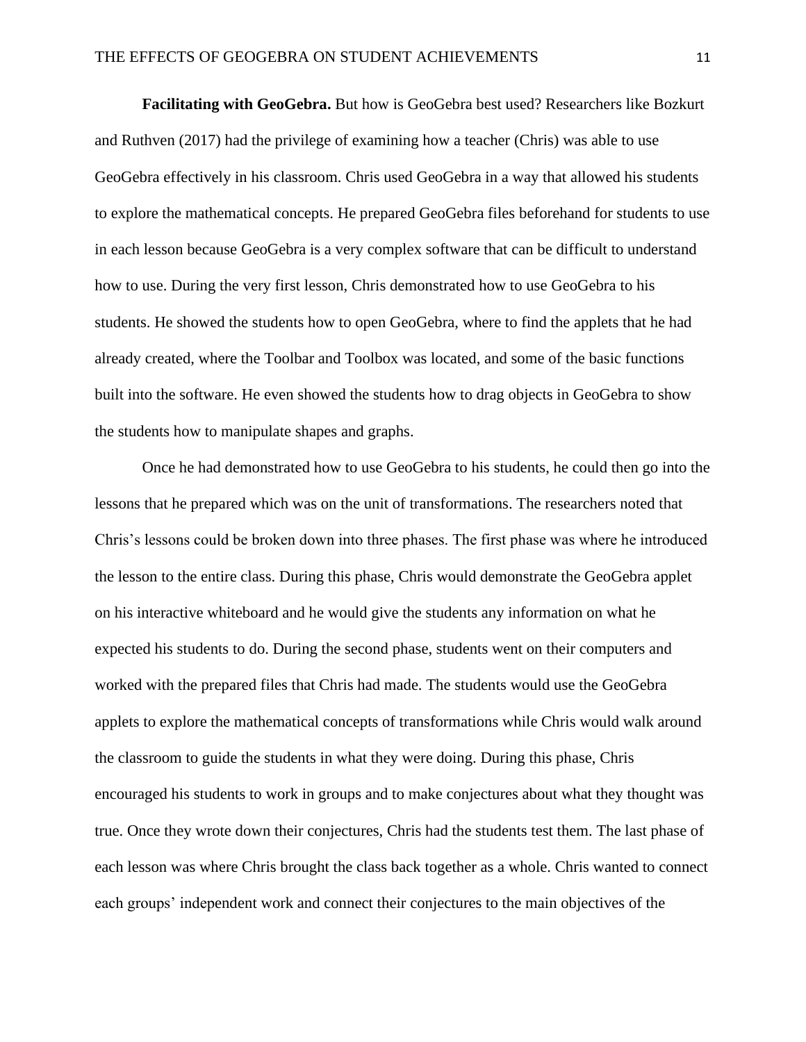**Facilitating with GeoGebra.** But how is GeoGebra best used? Researchers like Bozkurt and Ruthven (2017) had the privilege of examining how a teacher (Chris) was able to use GeoGebra effectively in his classroom. Chris used GeoGebra in a way that allowed his students to explore the mathematical concepts. He prepared GeoGebra files beforehand for students to use in each lesson because GeoGebra is a very complex software that can be difficult to understand how to use. During the very first lesson, Chris demonstrated how to use GeoGebra to his students. He showed the students how to open GeoGebra, where to find the applets that he had already created, where the Toolbar and Toolbox was located, and some of the basic functions built into the software. He even showed the students how to drag objects in GeoGebra to show the students how to manipulate shapes and graphs.

Once he had demonstrated how to use GeoGebra to his students, he could then go into the lessons that he prepared which was on the unit of transformations. The researchers noted that Chris's lessons could be broken down into three phases. The first phase was where he introduced the lesson to the entire class. During this phase, Chris would demonstrate the GeoGebra applet on his interactive whiteboard and he would give the students any information on what he expected his students to do. During the second phase, students went on their computers and worked with the prepared files that Chris had made. The students would use the GeoGebra applets to explore the mathematical concepts of transformations while Chris would walk around the classroom to guide the students in what they were doing. During this phase, Chris encouraged his students to work in groups and to make conjectures about what they thought was true. Once they wrote down their conjectures, Chris had the students test them. The last phase of each lesson was where Chris brought the class back together as a whole. Chris wanted to connect each groups' independent work and connect their conjectures to the main objectives of the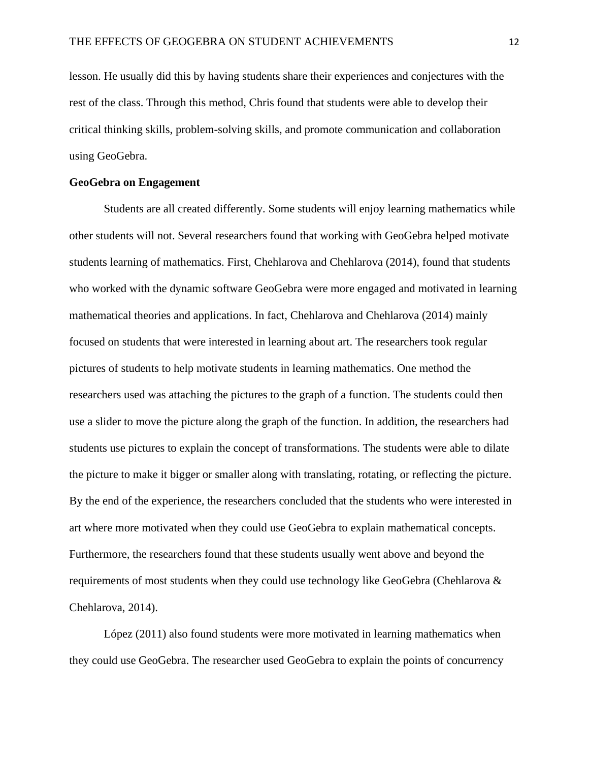lesson. He usually did this by having students share their experiences and conjectures with the rest of the class. Through this method, Chris found that students were able to develop their critical thinking skills, problem-solving skills, and promote communication and collaboration using GeoGebra.

**GeoGebra on Engagement**

Students are all created differently. Some students will enjoy learning mathematics while other students will not. Several researchers found that working with GeoGebra helped motivate students learning of mathematics. First, Chehlarova and Chehlarova (2014), found that students who worked with the dynamic software GeoGebra were more engaged and motivated in learning mathematical theories and applications. In fact, Chehlarova and Chehlarova (2014) mainly focused on students that were interested in learning about art. The researchers took regular pictures of students to help motivate students in learning mathematics. One method the researchers used was attaching the pictures to the graph of a function. The students could then use a slider to move the picture along the graph of the function. In addition, the researchers had students use pictures to explain the concept of transformations. The students were able to dilate the picture to make it bigger or smaller along with translating, rotating, or reflecting the picture. By the end of the experience, the researchers concluded that the students who were interested in art where more motivated when they could use GeoGebra to explain mathematical concepts. Furthermore, the researchers found that these students usually went above and beyond the requirements of most students when they could use technology like GeoGebra (Chehlarova & Chehlarova, 2014).

López (2011) also found students were more motivated in learning mathematics when they could use GeoGebra. The researcher used GeoGebra to explain the points of concurrency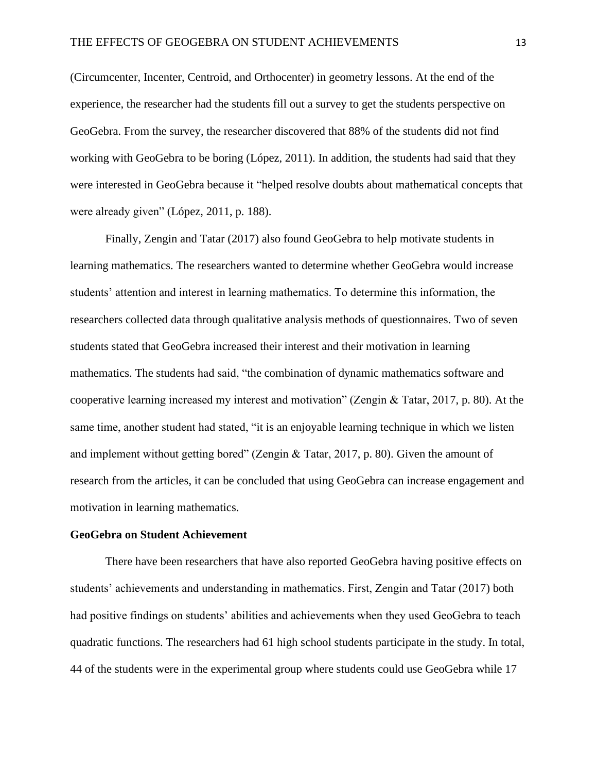(Circumcenter, Incenter, Centroid, and Orthocenter) in geometry lessons. At the end of the experience, the researcher had the students fill out a survey to get the students perspective on GeoGebra. From the survey, the researcher discovered that 88% of the students did not find working with GeoGebra to be boring (López, 2011). In addition, the students had said that they were interested in GeoGebra because it "helped resolve doubts about mathematical concepts that were already given" (López, 2011, p. 188).

Finally, Zengin and Tatar (2017) also found GeoGebra to help motivate students in learning mathematics. The researchers wanted to determine whether GeoGebra would increase students' attention and interest in learning mathematics. To determine this information, the researchers collected data through qualitative analysis methods of questionnaires. Two of seven students stated that GeoGebra increased their interest and their motivation in learning mathematics. The students had said, "the combination of dynamic mathematics software and cooperative learning increased my interest and motivation" (Zengin & Tatar, 2017, p. 80). At the same time, another student had stated, "it is an enjoyable learning technique in which we listen and implement without getting bored" (Zengin & Tatar, 2017, p. 80). Given the amount of research from the articles, it can be concluded that using GeoGebra can increase engagement and motivation in learning mathematics.

**GeoGebra on Student Achievement**

There have been researchers that have also reported GeoGebra having positive effects on students' achievements and understanding in mathematics. First, Zengin and Tatar (2017) both had positive findings on students' abilities and achievements when they used GeoGebra to teach quadratic functions. The researchers had 61 high school students participate in the study. In total, 44 of the students were in the experimental group where students could use GeoGebra while 17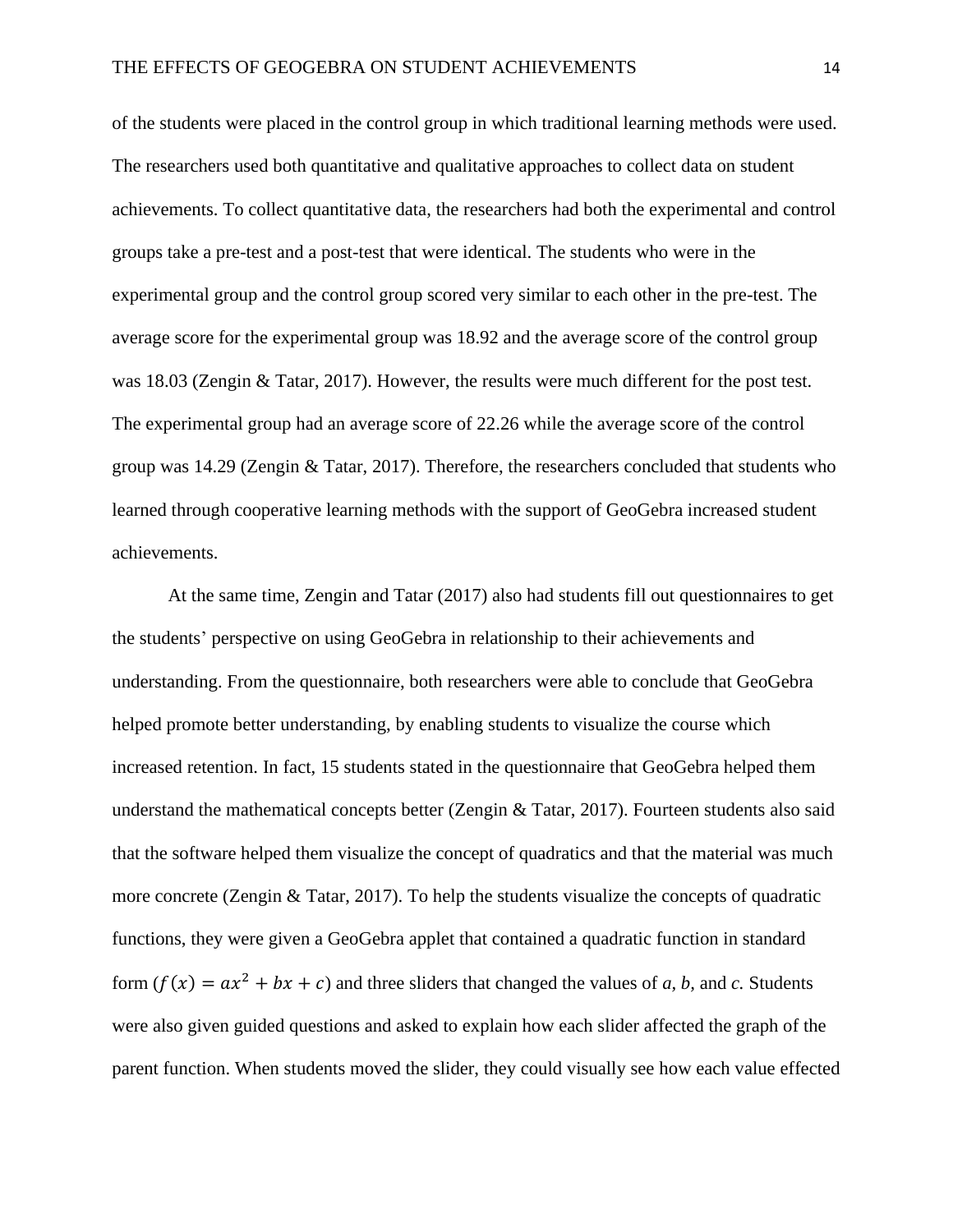of the students were placed in the control group in which traditional learning methods were used. The researchers used both quantitative and qualitative approaches to collect data on student achievements. To collect quantitative data, the researchers had both the experimental and control groups take a pre-test and a post-test that were identical. The students who were in the experimental group and the control group scored very similar to each other in the pre-test. The average score for the experimental group was 18.92 and the average score of the control group was 18.03 (Zengin & Tatar, 2017). However, the results were much different for the post test. The experimental group had an average score of 22.26 while the average score of the control group was 14.29 (Zengin & Tatar, 2017). Therefore, the researchers concluded that students who learned through cooperative learning methods with the support of GeoGebra increased student achievements.

At the same time, Zengin and Tatar (2017) also had students fill out questionnaires to get the students' perspective on using GeoGebra in relationship to their achievements and understanding. From the questionnaire, both researchers were able to conclude that GeoGebra helped promote better understanding, by enabling students to visualize the course which increased retention. In fact, 15 students stated in the questionnaire that GeoGebra helped them understand the mathematical concepts better (Zengin & Tatar, 2017). Fourteen students also said that the software helped them visualize the concept of quadratics and that the material was much more concrete (Zengin & Tatar, 2017). To help the students visualize the concepts of quadratic functions, they were given a GeoGebra applet that contained a quadratic function in standard form ($f(x) = ax^2 + bx + c$) and three sliders that changed the values of *a, b,* and *c.* Students were also given guided questions and asked to explain how each slider affected the graph of the parent function. When students moved the slider, they could visually see how each value effected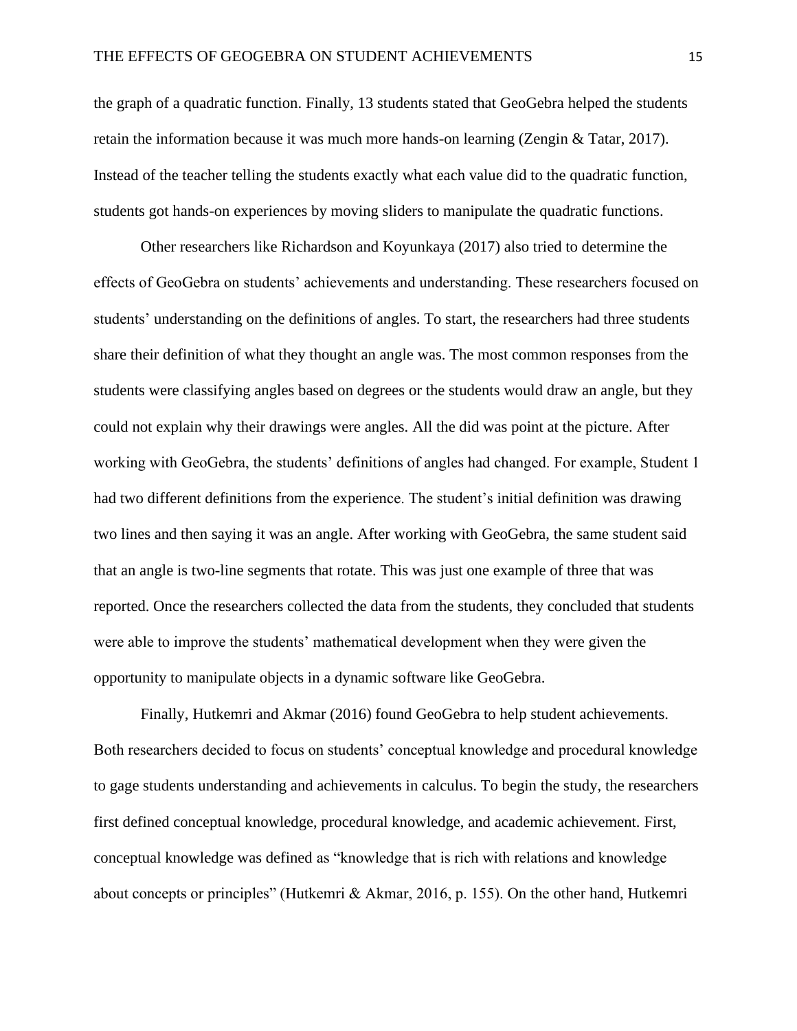the graph of a quadratic function. Finally, 13 students stated that GeoGebra helped the students retain the information because it was much more hands-on learning (Zengin & Tatar, 2017). Instead of the teacher telling the students exactly what each value did to the quadratic function, students got hands-on experiences by moving sliders to manipulate the quadratic functions.

Other researchers like Richardson and Koyunkaya (2017) also tried to determine the effects of GeoGebra on students' achievements and understanding. These researchers focused on students' understanding on the definitions of angles. To start, the researchers had three students share their definition of what they thought an angle was. The most common responses from the students were classifying angles based on degrees or the students would draw an angle, but they could not explain why their drawings were angles. All the did was point at the picture. After working with GeoGebra, the students' definitions of angles had changed. For example, Student 1 had two different definitions from the experience. The student's initial definition was drawing two lines and then saying it was an angle. After working with GeoGebra, the same student said that an angle is two-line segments that rotate. This was just one example of three that was reported. Once the researchers collected the data from the students, they concluded that students were able to improve the students' mathematical development when they were given the opportunity to manipulate objects in a dynamic software like GeoGebra.

Finally, Hutkemri and Akmar (2016) found GeoGebra to help student achievements. Both researchers decided to focus on students' conceptual knowledge and procedural knowledge to gage students understanding and achievements in calculus. To begin the study, the researchers first defined conceptual knowledge, procedural knowledge, and academic achievement. First, conceptual knowledge was defined as "knowledge that is rich with relations and knowledge about concepts or principles" (Hutkemri & Akmar, 2016, p. 155). On the other hand, Hutkemri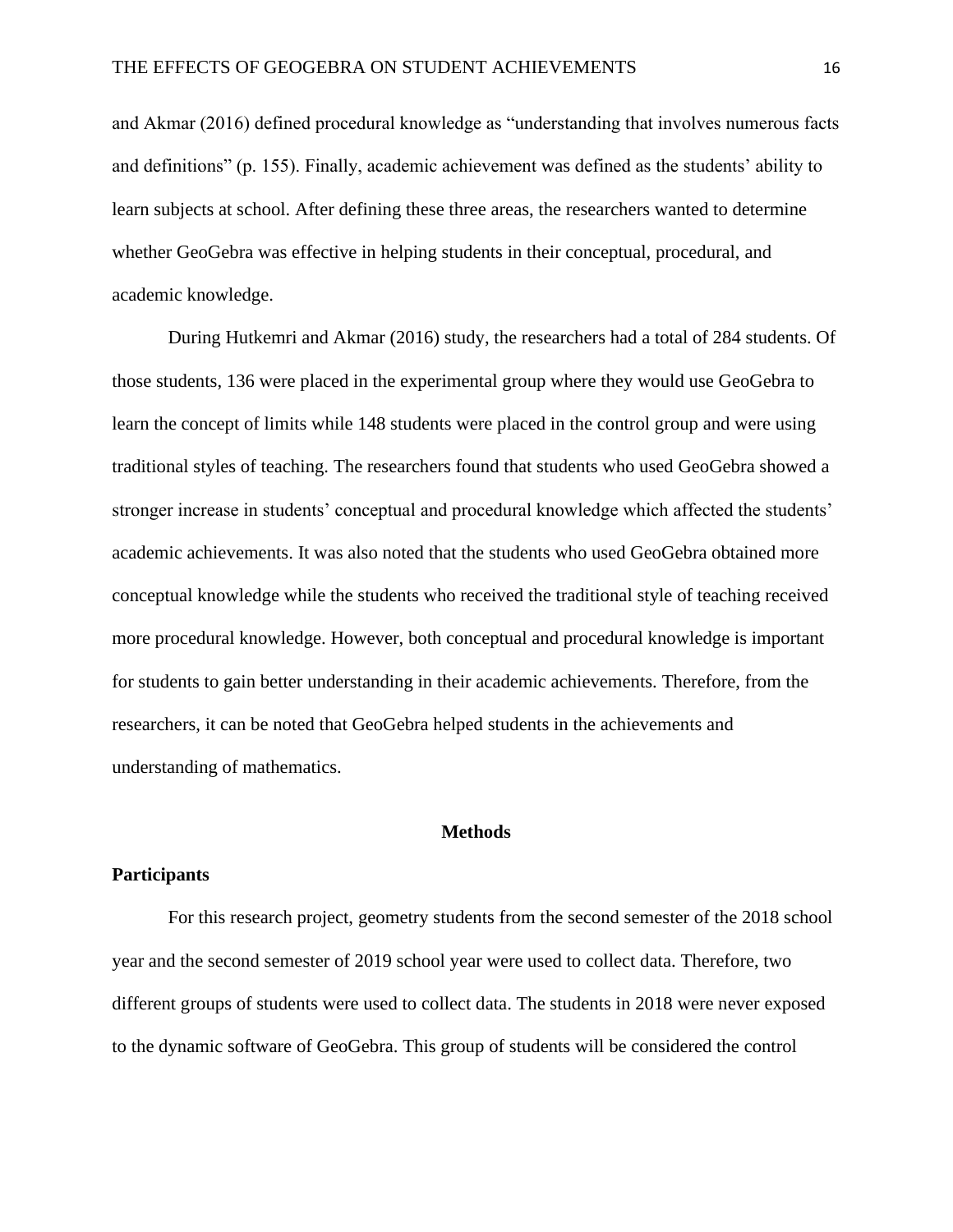and Akmar (2016) defined procedural knowledge as "understanding that involves numerous facts and definitions" (p. 155). Finally, academic achievement was defined as the students' ability to learn subjects at school. After defining these three areas, the researchers wanted to determine whether GeoGebra was effective in helping students in their conceptual, procedural, and academic knowledge.

During Hutkemri and Akmar (2016) study, the researchers had a total of 284 students. Of those students, 136 were placed in the experimental group where they would use GeoGebra to learn the concept of limits while 148 students were placed in the control group and were using traditional styles of teaching. The researchers found that students who used GeoGebra showed a stronger increase in students' conceptual and procedural knowledge which affected the students' academic achievements. It was also noted that the students who used GeoGebra obtained more conceptual knowledge while the students who received the traditional style of teaching received more procedural knowledge. However, both conceptual and procedural knowledge is important for students to gain better understanding in their academic achievements. Therefore, from the researchers, it can be noted that GeoGebra helped students in the achievements and understanding of mathematics.

## Methods

### Participants

For this research project, geometry students from the second semester of the 2018 school year and the second semester of 2019 school year were used to collect data. Therefore, two different groups of students were used to collect data. The students in 2018 were never exposed to the dynamic software of GeoGebra. This group of students will be considered the control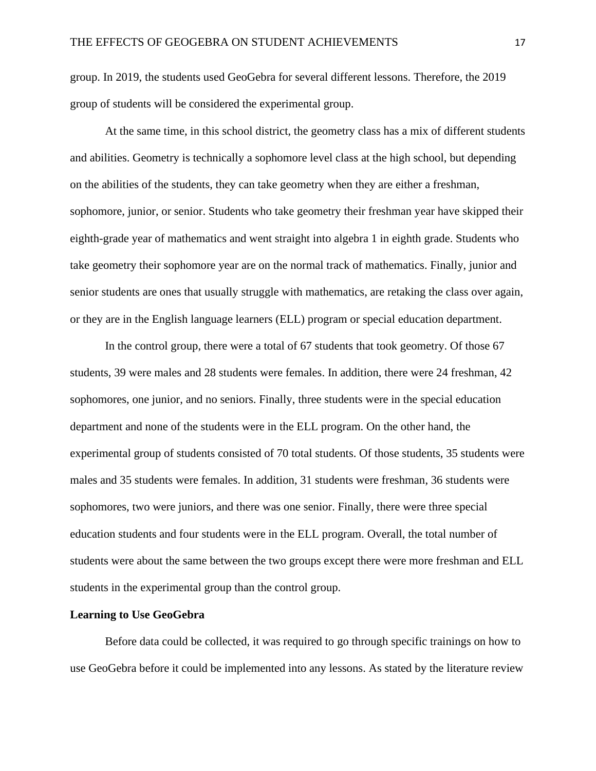group. In 2019, the students used GeoGebra for several different lessons. Therefore, the 2019 group of students will be considered the experimental group.

At the same time, in this school district, the geometry class has a mix of different students and abilities. Geometry is technically a sophomore level class at the high school, but depending on the abilities of the students, they can take geometry when they are either a freshman, sophomore, junior, or senior. Students who take geometry their freshman year have skipped their eighth-grade year of mathematics and went straight into algebra 1 in eighth grade. Students who take geometry their sophomore year are on the normal track of mathematics. Finally, junior and senior students are ones that usually struggle with mathematics, are retaking the class over again, or they are in the English language learners (ELL) program or special education department.

In the control group, there were a total of 67 students that took geometry. Of those 67 students, 39 were males and 28 students were females. In addition, there were 24 freshman, 42 sophomores, one junior, and no seniors. Finally, three students were in the special education department and none of the students were in the ELL program. On the other hand, the experimental group of students consisted of 70 total students. Of those students, 35 students were males and 35 students were females. In addition, 31 students were freshman, 36 students were sophomores, two were juniors, and there was one senior. Finally, there were three special education students and four students were in the ELL program. Overall, the total number of students were about the same between the two groups except there were more freshman and ELL students in the experimental group than the control group.

**Learning to Use GeoGebra**

Before data could be collected, it was required to go through specific trainings on how to use GeoGebra before it could be implemented into any lessons. As stated by the literature review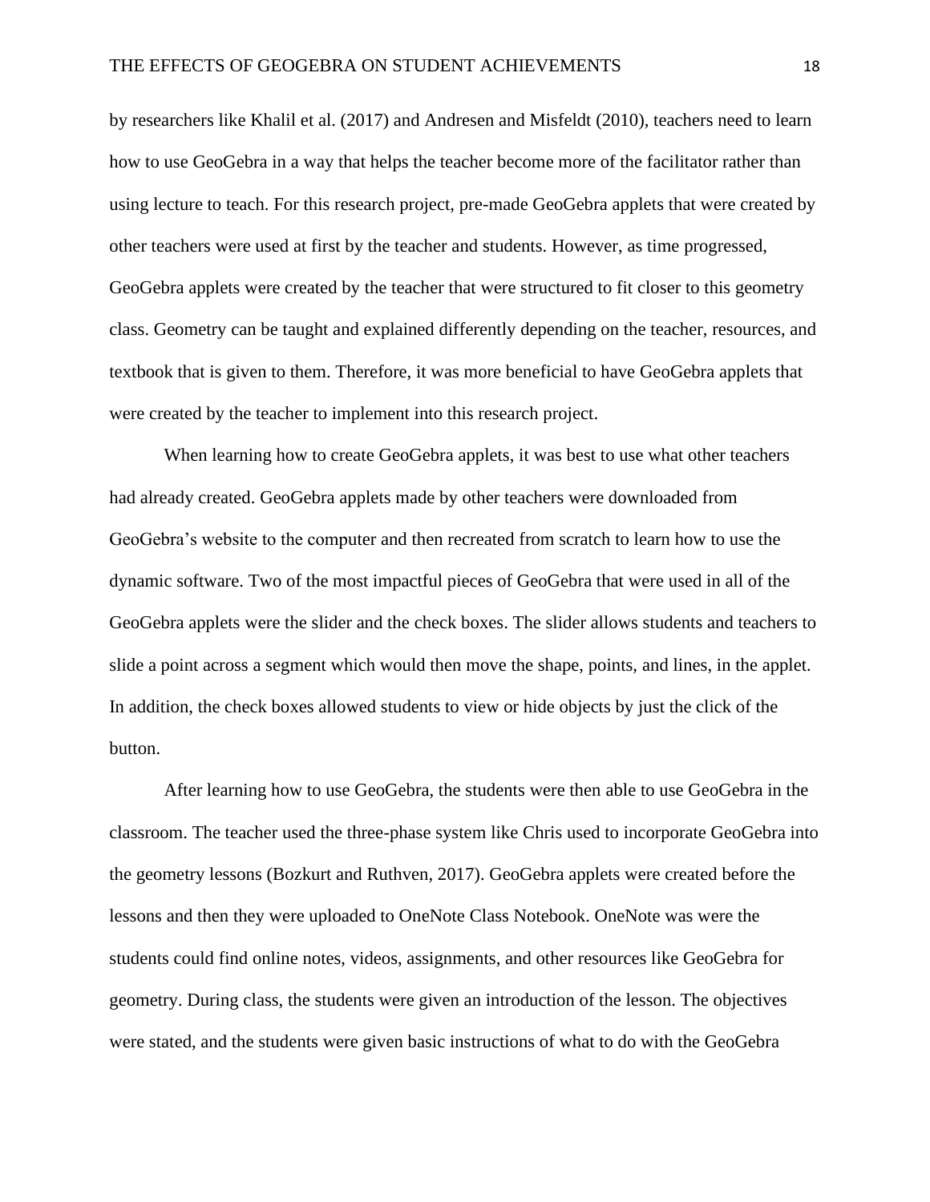by researchers like Khalil et al. (2017) and Andresen and Misfeldt (2010), teachers need to learn how to use GeoGebra in a way that helps the teacher become more of the facilitator rather than using lecture to teach. For this research project, pre-made GeoGebra applets that were created by other teachers were used at first by the teacher and students. However, as time progressed, GeoGebra applets were created by the teacher that were structured to fit closer to this geometry class. Geometry can be taught and explained differently depending on the teacher, resources, and textbook that is given to them. Therefore, it was more beneficial to have GeoGebra applets that were created by the teacher to implement into this research project.

When learning how to create GeoGebra applets, it was best to use what other teachers had already created. GeoGebra applets made by other teachers were downloaded from GeoGebra's website to the computer and then recreated from scratch to learn how to use the dynamic software. Two of the most impactful pieces of GeoGebra that were used in all of the GeoGebra applets were the slider and the check boxes. The slider allows students and teachers to slide a point across a segment which would then move the shape, points, and lines, in the applet. In addition, the check boxes allowed students to view or hide objects by just the click of the button.

After learning how to use GeoGebra, the students were then able to use GeoGebra in the classroom. The teacher used the three-phase system like Chris used to incorporate GeoGebra into the geometry lessons (Bozkurt and Ruthven, 2017). GeoGebra applets were created before the lessons and then they were uploaded to OneNote Class Notebook. OneNote was were the students could find online notes, videos, assignments, and other resources like GeoGebra for geometry. During class, the students were given an introduction of the lesson. The objectives were stated, and the students were given basic instructions of what to do with the GeoGebra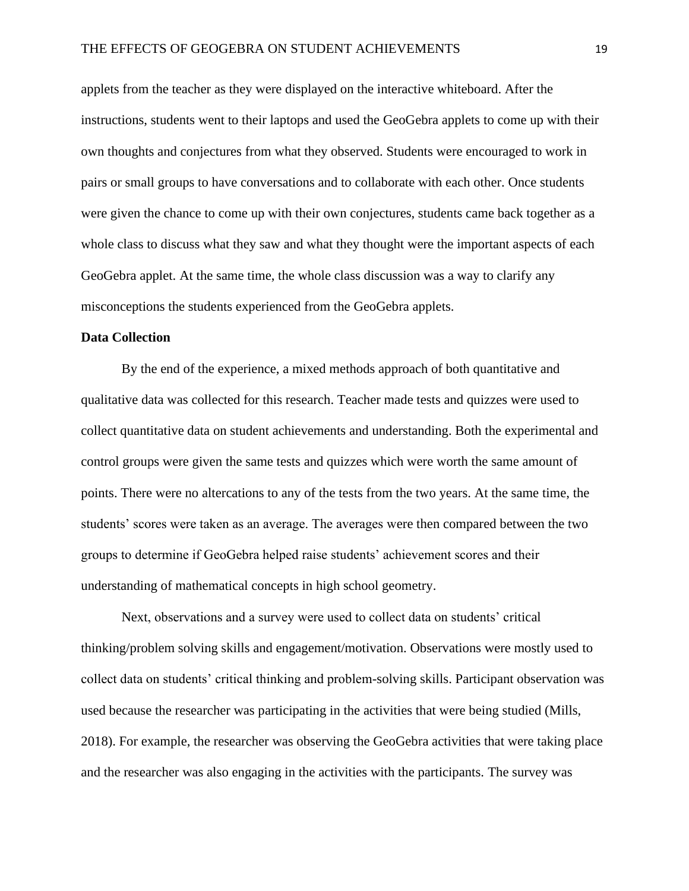applets from the teacher as they were displayed on the interactive whiteboard. After the instructions, students went to their laptops and used the GeoGebra applets to come up with their own thoughts and conjectures from what they observed. Students were encouraged to work in pairs or small groups to have conversations and to collaborate with each other. Once students were given the chance to come up with their own conjectures, students came back together as a whole class to discuss what they saw and what they thought were the important aspects of each GeoGebra applet. At the same time, the whole class discussion was a way to clarify any misconceptions the students experienced from the GeoGebra applets.

**Data Collection**

By the end of the experience, a mixed methods approach of both quantitative and qualitative data was collected for this research. Teacher made tests and quizzes were used to collect quantitative data on student achievements and understanding. Both the experimental and control groups were given the same tests and quizzes which were worth the same amount of points. There were no altercations to any of the tests from the two years. At the same time, the students' scores were taken as an average. The averages were then compared between the two groups to determine if GeoGebra helped raise students' achievement scores and their understanding of mathematical concepts in high school geometry.

Next, observations and a survey were used to collect data on students' critical thinking/problem solving skills and engagement/motivation. Observations were mostly used to collect data on students' critical thinking and problem-solving skills. Participant observation was used because the researcher was participating in the activities that were being studied (Mills, 2018). For example, the researcher was observing the GeoGebra activities that were taking place and the researcher was also engaging in the activities with the participants. The survey was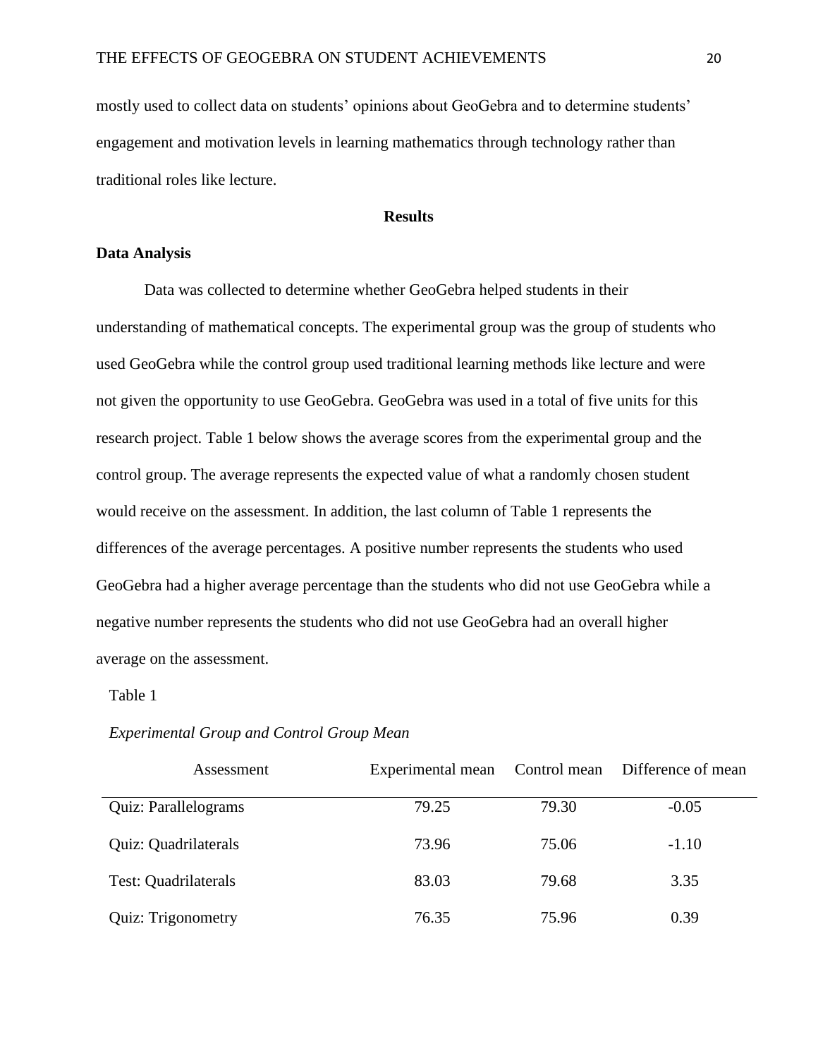mostly used to collect data on students' opinions about GeoGebra and to determine students' engagement and motivation levels in learning mathematics through technology rather than traditional roles like lecture.

## Results

### Data Analysis

Data was collected to determine whether GeoGebra helped students in their understanding of mathematical concepts. The experimental group was the group of students who used GeoGebra while the control group used traditional learning methods like lecture and were not given the opportunity to use GeoGebra. GeoGebra was used in a total of five units for this research project. Table 1 below shows the average scores from the experimental group and the control group. The average represents the expected value of what a randomly chosen student would receive on the assessment. In addition, the last column of Table 1 represents the differences of the average percentages. A positive number represents the students who used GeoGebra had a higher average percentage than the students who did not use GeoGebra while a negative number represents the students who did not use GeoGebra had an overall higher average on the assessment.

Table 1

*Experimental Group and Control Group Mean*

| Assessment | Experimental mean | Control mean | Difference of mean |
|---|---|---|---|
| Quiz: Parallelograms | 79.25 | 79.30 | -0.05 |
| Quiz: Quadrilaterals | 73.96 | 75.06 | -1.10 |
| Test: Quadrilaterals | 83.03 | 79.68 | 3.35 |
| Quiz: Trigonometry | 76.35 | 75.96 | 0.39 |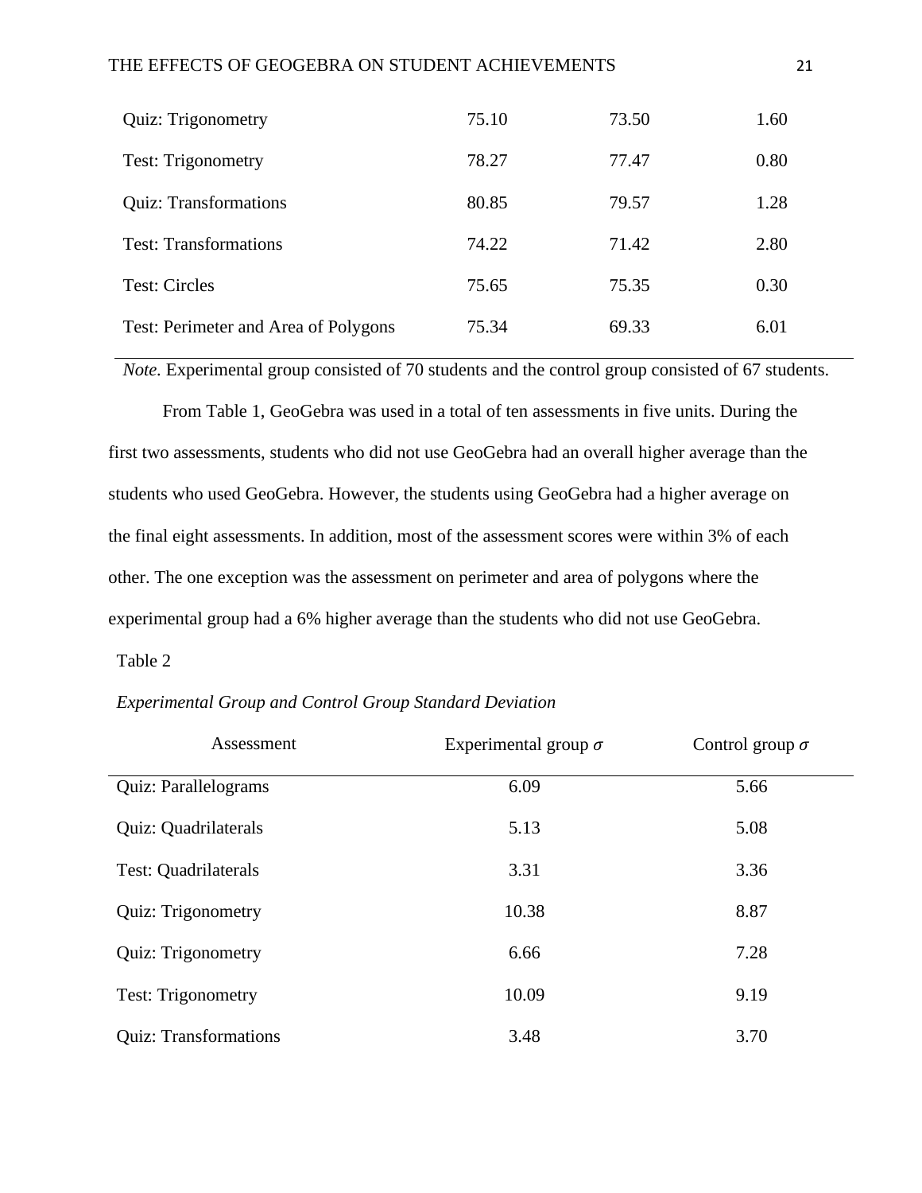| | | | |
|---|---|---|---|
| Quiz: Trigonometry | 75.10 | 73.50 | 1.60 |
| Test: Trigonometry | 78.27 | 77.47 | 0.80 |
| Quiz: Transformations | 80.85 | 79.57 | 1.28 |
| Test: Transformations | 74.22 | 71.42 | 2.80 |
| Test: Circles | 75.65 | 75.35 | 0.30 |
| Test: Perimeter and Area of Polygons | 75.34 | 69.33 | 6.01 |

*Note.* Experimental group consisted of 70 students and the control group consisted of 67 students.

From Table 1, GeoGebra was used in a total of ten assessments in five units. During the first two assessments, students who did not use GeoGebra had an overall higher average than the students who used GeoGebra. However, the students using GeoGebra had a higher average on the final eight assessments. In addition, most of the assessment scores were within 3% of each other. The one exception was the assessment on perimeter and area of polygons where the experimental group had a 6% higher average than the students who did not use GeoGebra.

Table 2

*Experimental Group and Control Group Standard Deviation*

| Assessment | Experimental group $\sigma$ | Control group $\sigma$ |
|---|---|---|
| Quiz: Parallelograms | 6.09 | 5.66 |
| Quiz: Quadrilaterals | 5.13 | 5.08 |
| Test: Quadrilaterals | 3.31 | 3.36 |
| Quiz: Trigonometry | 10.38 | 8.87 |
| Quiz: Trigonometry | 6.66 | 7.28 |
| Test: Trigonometry | 10.09 | 9.19 |
| Quiz: Transformations | 3.48 | 3.70 |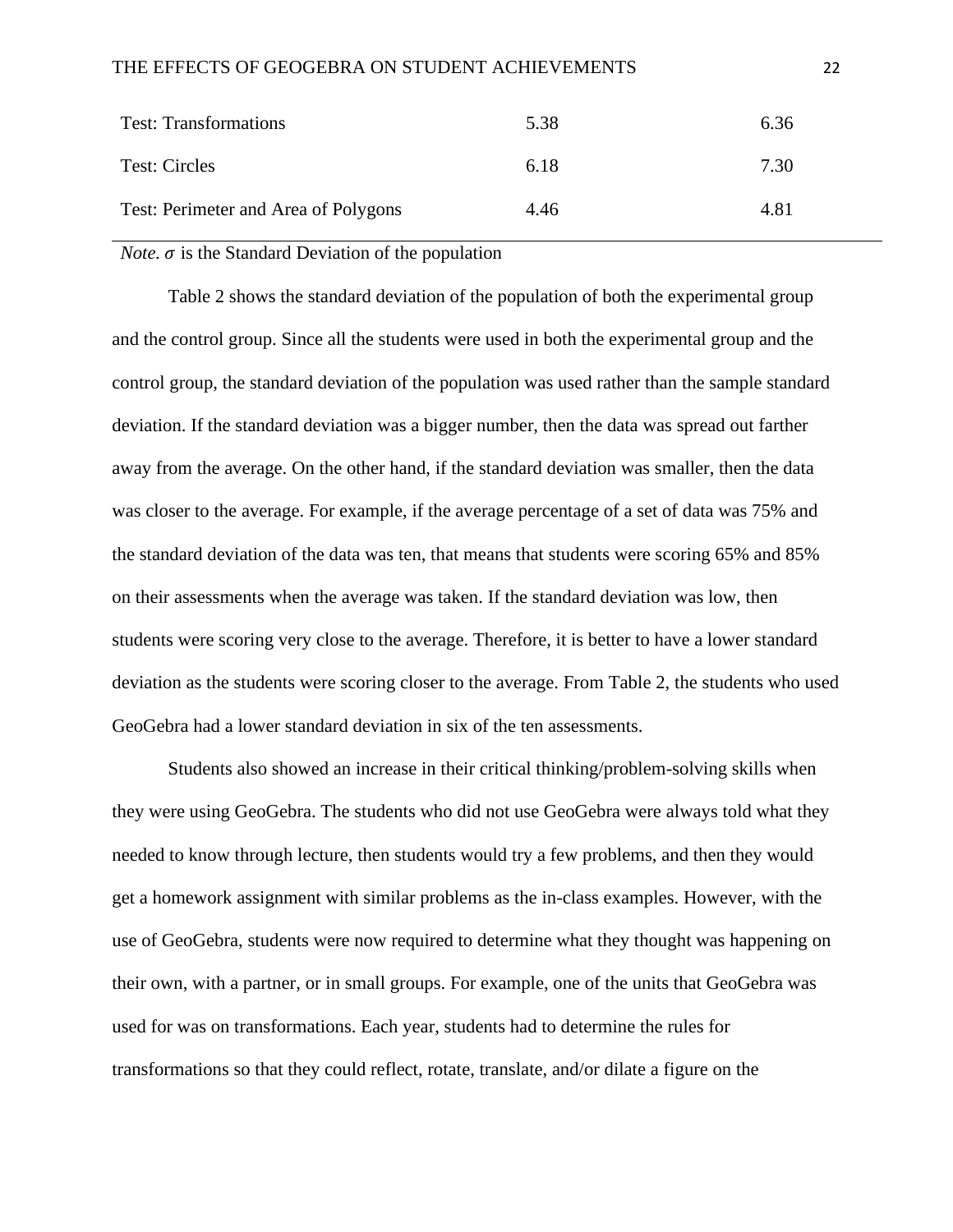| | | |
|---|---|---|
| Test: Transformations | 5.38 | 6.36 |
| Test: Circles | 6.18 | 7.30 |
| Test: Perimeter and Area of Polygons | 4.46 | 4.81 |

*Note.* $\sigma$ is the Standard Deviation of the population

Table 2 shows the standard deviation of the population of both the experimental group and the control group. Since all the students were used in both the experimental group and the control group, the standard deviation of the population was used rather than the sample standard deviation. If the standard deviation was a bigger number, then the data was spread out farther away from the average. On the other hand, if the standard deviation was smaller, then the data was closer to the average. For example, if the average percentage of a set of data was 75% and the standard deviation of the data was ten, that means that students were scoring 65% and 85% on their assessments when the average was taken. If the standard deviation was low, then students were scoring very close to the average. Therefore, it is better to have a lower standard deviation as the students were scoring closer to the average. From Table 2, the students who used GeoGebra had a lower standard deviation in six of the ten assessments.

Students also showed an increase in their critical thinking/problem-solving skills when they were using GeoGebra. The students who did not use GeoGebra were always told what they needed to know through lecture, then students would try a few problems, and then they would get a homework assignment with similar problems as the in-class examples. However, with the use of GeoGebra, students were now required to determine what they thought was happening on their own, with a partner, or in small groups. For example, one of the units that GeoGebra was used for was on transformations. Each year, students had to determine the rules for transformations so that they could reflect, rotate, translate, and/or dilate a figure on the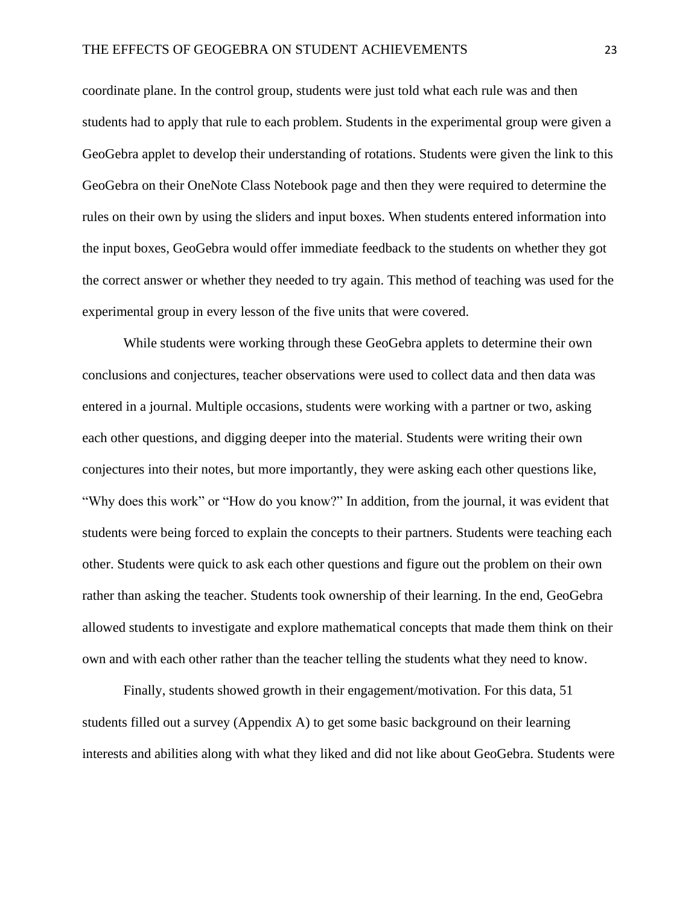coordinate plane. In the control group, students were just told what each rule was and then students had to apply that rule to each problem. Students in the experimental group were given a GeoGebra applet to develop their understanding of rotations. Students were given the link to this GeoGebra on their OneNote Class Notebook page and then they were required to determine the rules on their own by using the sliders and input boxes. When students entered information into the input boxes, GeoGebra would offer immediate feedback to the students on whether they got the correct answer or whether they needed to try again. This method of teaching was used for the experimental group in every lesson of the five units that were covered.

While students were working through these GeoGebra applets to determine their own conclusions and conjectures, teacher observations were used to collect data and then data was entered in a journal. Multiple occasions, students were working with a partner or two, asking each other questions, and digging deeper into the material. Students were writing their own conjectures into their notes, but more importantly, they were asking each other questions like, "Why does this work" or "How do you know?" In addition, from the journal, it was evident that students were being forced to explain the concepts to their partners. Students were teaching each other. Students were quick to ask each other questions and figure out the problem on their own rather than asking the teacher. Students took ownership of their learning. In the end, GeoGebra allowed students to investigate and explore mathematical concepts that made them think on their own and with each other rather than the teacher telling the students what they need to know.

Finally, students showed growth in their engagement/motivation. For this data, 51 students filled out a survey (Appendix A) to get some basic background on their learning interests and abilities along with what they liked and did not like about GeoGebra. Students were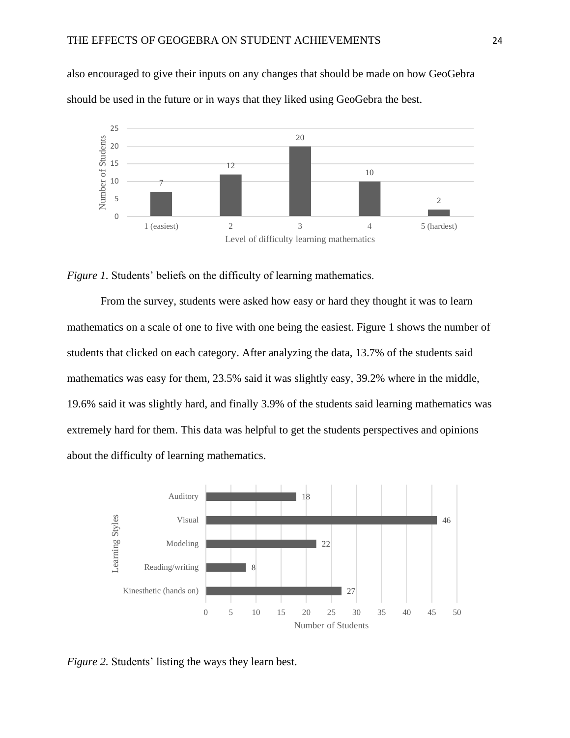also encouraged to give their inputs on any changes that should be made on how GeoGebra should be used in the future or in ways that they liked using GeoGebra the best.

*Figure 1.* Students' beliefs on the difficulty of learning mathematics.

From the survey, students were asked how easy or hard they thought it was to learn mathematics on a scale of one to five with one being the easiest. Figure 1 shows the number of students that clicked on each category. After analyzing the data, 13.7% of the students said mathematics was easy for them, 23.5% said it was slightly easy, 39.2% where in the middle, 19.6% said it was slightly hard, and finally 3.9% of the students said learning mathematics was extremely hard for them. This data was helpful to get the students perspectives and opinions about the difficulty of learning mathematics.

*Figure 2.* Students' listing the ways they learn best.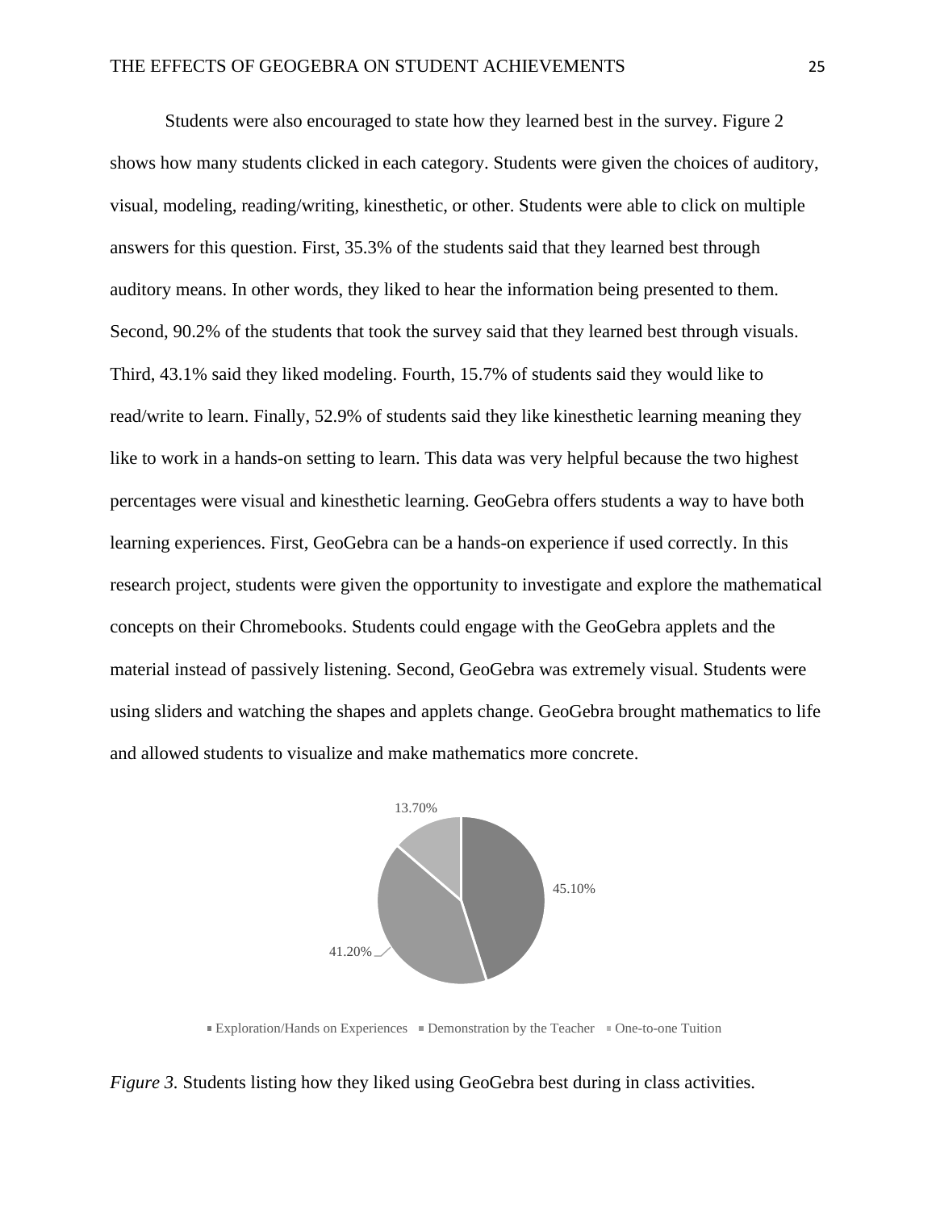Students were also encouraged to state how they learned best in the survey. Figure 2 shows how many students clicked in each category. Students were given the choices of auditory, visual, modeling, reading/writing, kinesthetic, or other. Students were able to click on multiple answers for this question. First, 35.3% of the students said that they learned best through auditory means. In other words, they liked to hear the information being presented to them. Second, 90.2% of the students that took the survey said that they learned best through visuals. Third, 43.1% said they liked modeling. Fourth, 15.7% of students said they would like to read/write to learn. Finally, 52.9% of students said they like kinesthetic learning meaning they like to work in a hands-on setting to learn. This data was very helpful because the two highest percentages were visual and kinesthetic learning. GeoGebra offers students a way to have both learning experiences. First, GeoGebra can be a hands-on experience if used correctly. In this research project, students were given the opportunity to investigate and explore the mathematical concepts on their Chromebooks. Students could engage with the GeoGebra applets and the material instead of passively listening. Second, GeoGebra was extremely visual. Students were using sliders and watching the shapes and applets change. GeoGebra brought mathematics to life and allowed students to visualize and make mathematics more concrete.

13.70%

45.10%

41.20%

Exploration/Hands on Experiences, Demonstration by the Teacher, One-to-one Tuition

*Figure 3.* Students listing how they liked using GeoGebra best during in class activities.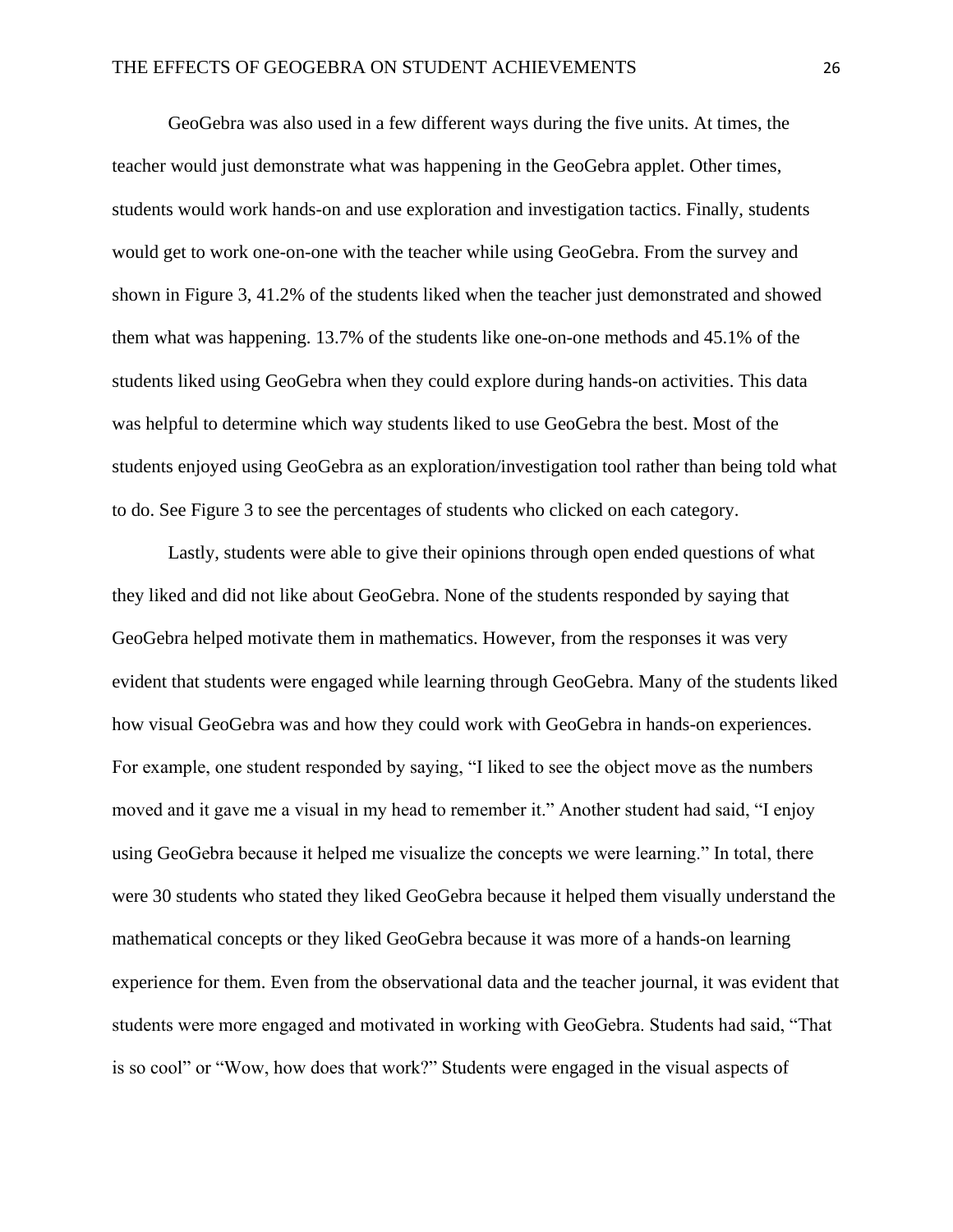GeoGebra was also used in a few different ways during the five units. At times, the teacher would just demonstrate what was happening in the GeoGebra applet. Other times, students would work hands-on and use exploration and investigation tactics. Finally, students would get to work one-on-one with the teacher while using GeoGebra. From the survey and shown in Figure 3, 41.2% of the students liked when the teacher just demonstrated and showed them what was happening. 13.7% of the students like one-on-one methods and 45.1% of the students liked using GeoGebra when they could explore during hands-on activities. This data was helpful to determine which way students liked to use GeoGebra the best. Most of the students enjoyed using GeoGebra as an exploration/investigation tool rather than being told what to do. See Figure 3 to see the percentages of students who clicked on each category.

Lastly, students were able to give their opinions through open ended questions of what they liked and did not like about GeoGebra. None of the students responded by saying that GeoGebra helped motivate them in mathematics. However, from the responses it was very evident that students were engaged while learning through GeoGebra. Many of the students liked how visual GeoGebra was and how they could work with GeoGebra in hands-on experiences. For example, one student responded by saying, “I liked to see the object move as the numbers moved and it gave me a visual in my head to remember it.” Another student had said, “I enjoy using GeoGebra because it helped me visualize the concepts we were learning.” In total, there were 30 students who stated they liked GeoGebra because it helped them visually understand the mathematical concepts or they liked GeoGebra because it was more of a hands-on learning experience for them. Even from the observational data and the teacher journal, it was evident that students were more engaged and motivated in working with GeoGebra. Students had said, “That is so cool” or “Wow, how does that work?” Students were engaged in the visual aspects of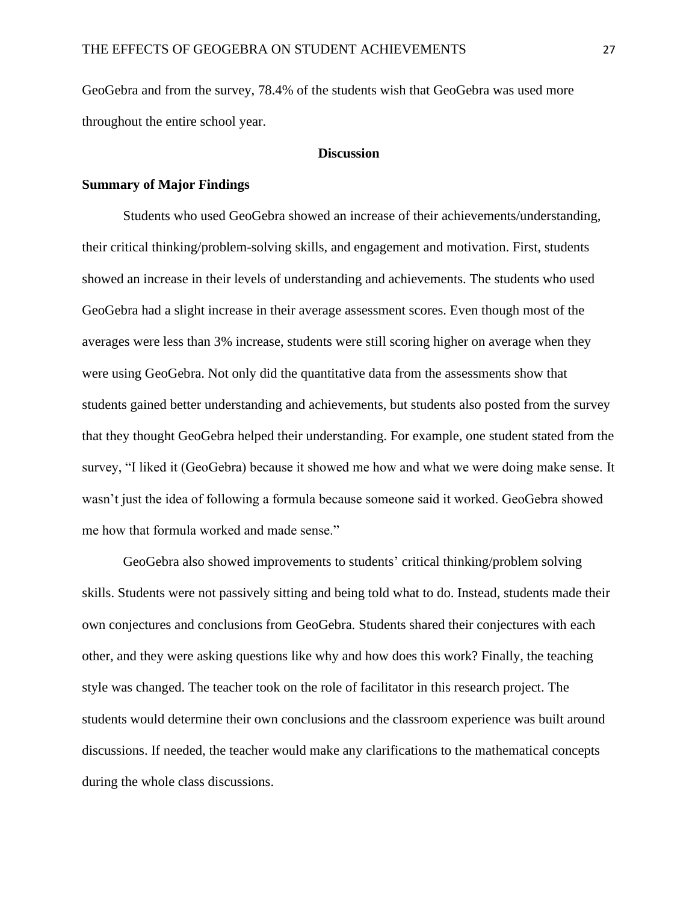GeoGebra and from the survey, 78.4% of the students wish that GeoGebra was used more throughout the entire school year.

## Discussion

### Summary of Major Findings

Students who used GeoGebra showed an increase of their achievements/understanding, their critical thinking/problem-solving skills, and engagement and motivation. First, students showed an increase in their levels of understanding and achievements. The students who used GeoGebra had a slight increase in their average assessment scores. Even though most of the averages were less than 3% increase, students were still scoring higher on average when they were using GeoGebra. Not only did the quantitative data from the assessments show that students gained better understanding and achievements, but students also posted from the survey that they thought GeoGebra helped their understanding. For example, one student stated from the survey, “I liked it (GeoGebra) because it showed me how and what we were doing make sense. It wasn’t just the idea of following a formula because someone said it worked. GeoGebra showed me how that formula worked and made sense.”

GeoGebra also showed improvements to students’ critical thinking/problem solving skills. Students were not passively sitting and being told what to do. Instead, students made their own conjectures and conclusions from GeoGebra. Students shared their conjectures with each other, and they were asking questions like why and how does this work? Finally, the teaching style was changed. The teacher took on the role of facilitator in this research project. The students would determine their own conclusions and the classroom experience was built around discussions. If needed, the teacher would make any clarifications to the mathematical concepts during the whole class discussions.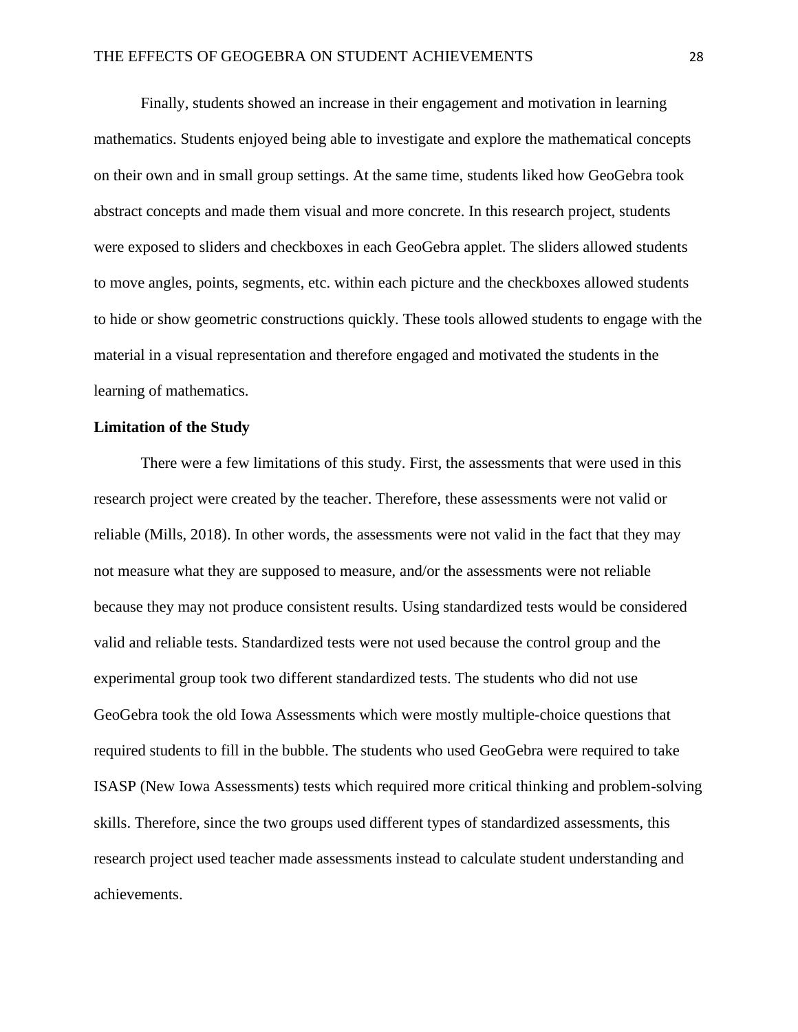Finally, students showed an increase in their engagement and motivation in learning mathematics. Students enjoyed being able to investigate and explore the mathematical concepts on their own and in small group settings. At the same time, students liked how GeoGebra took abstract concepts and made them visual and more concrete. In this research project, students were exposed to sliders and checkboxes in each GeoGebra applet. The sliders allowed students to move angles, points, segments, etc. within each picture and the checkboxes allowed students to hide or show geometric constructions quickly. These tools allowed students to engage with the material in a visual representation and therefore engaged and motivated the students in the learning of mathematics.

**Limitation of the Study**

There were a few limitations of this study. First, the assessments that were used in this research project were created by the teacher. Therefore, these assessments were not valid or reliable (Mills, 2018). In other words, the assessments were not valid in the fact that they may not measure what they are supposed to measure, and/or the assessments were not reliable because they may not produce consistent results. Using standardized tests would be considered valid and reliable tests. Standardized tests were not used because the control group and the experimental group took two different standardized tests. The students who did not use GeoGebra took the old Iowa Assessments which were mostly multiple-choice questions that required students to fill in the bubble. The students who used GeoGebra were required to take ISASP (New Iowa Assessments) tests which required more critical thinking and problem-solving skills. Therefore, since the two groups used different types of standardized assessments, this research project used teacher made assessments instead to calculate student understanding and achievements.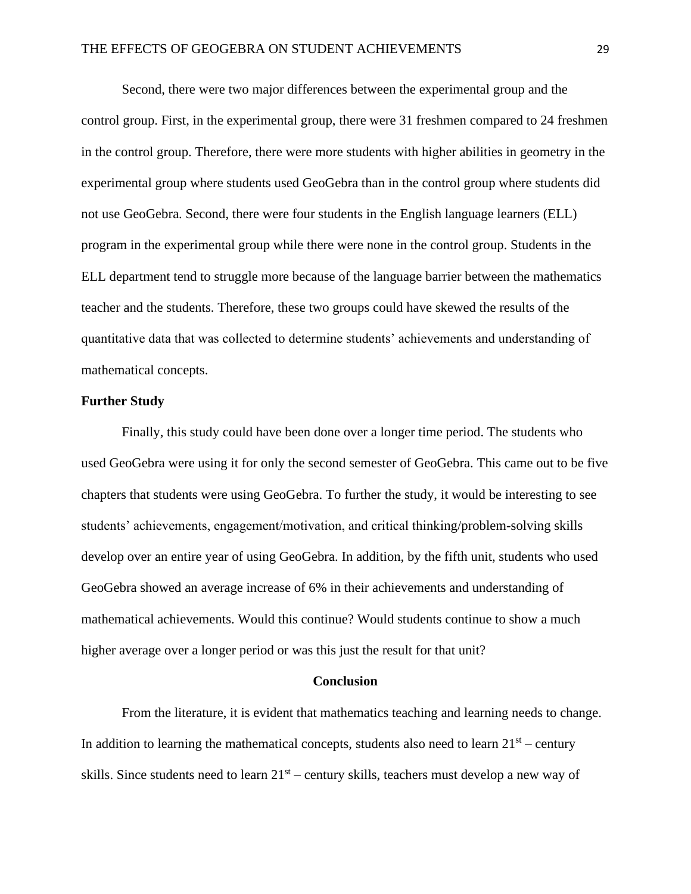Second, there were two major differences between the experimental group and the control group. First, in the experimental group, there were 31 freshmen compared to 24 freshmen in the control group. Therefore, there were more students with higher abilities in geometry in the experimental group where students used GeoGebra than in the control group where students did not use GeoGebra. Second, there were four students in the English language learners (ELL) program in the experimental group while there were none in the control group. Students in the ELL department tend to struggle more because of the language barrier between the mathematics teacher and the students. Therefore, these two groups could have skewed the results of the quantitative data that was collected to determine students' achievements and understanding of mathematical concepts.

**Further Study**

Finally, this study could have been done over a longer time period. The students who used GeoGebra were using it for only the second semester of GeoGebra. This came out to be five chapters that students were using GeoGebra. To further the study, it would be interesting to see students' achievements, engagement/motivation, and critical thinking/problem-solving skills develop over an entire year of using GeoGebra. In addition, by the fifth unit, students who used GeoGebra showed an average increase of 6% in their achievements and understanding of mathematical achievements. Would this continue? Would students continue to show a much higher average over a longer period or was this just the result for that unit?

## Conclusion

From the literature, it is evident that mathematics teaching and learning needs to change. In addition to learning the mathematical concepts, students also need to learn 21st – century skills. Since students need to learn 21st – century skills, teachers must develop a new way of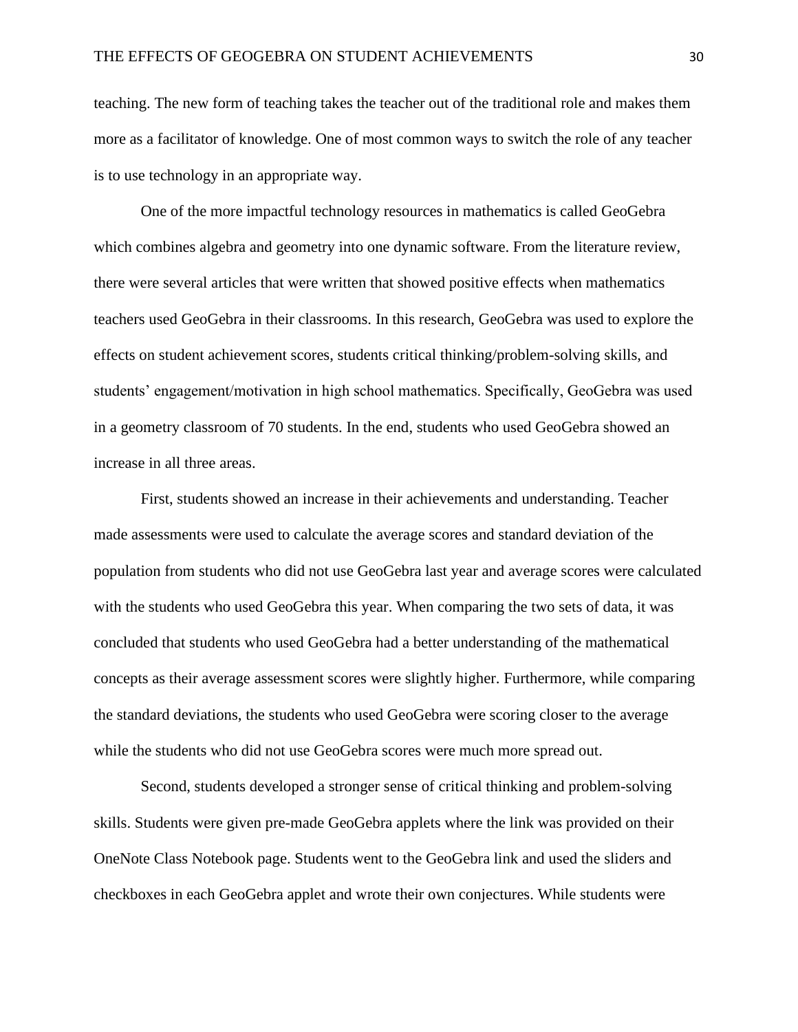teaching. The new form of teaching takes the teacher out of the traditional role and makes them more as a facilitator of knowledge. One of most common ways to switch the role of any teacher is to use technology in an appropriate way.

One of the more impactful technology resources in mathematics is called GeoGebra which combines algebra and geometry into one dynamic software. From the literature review, there were several articles that were written that showed positive effects when mathematics teachers used GeoGebra in their classrooms. In this research, GeoGebra was used to explore the effects on student achievement scores, students critical thinking/problem-solving skills, and students' engagement/motivation in high school mathematics. Specifically, GeoGebra was used in a geometry classroom of 70 students. In the end, students who used GeoGebra showed an increase in all three areas.

First, students showed an increase in their achievements and understanding. Teacher made assessments were used to calculate the average scores and standard deviation of the population from students who did not use GeoGebra last year and average scores were calculated with the students who used GeoGebra this year. When comparing the two sets of data, it was concluded that students who used GeoGebra had a better understanding of the mathematical concepts as their average assessment scores were slightly higher. Furthermore, while comparing the standard deviations, the students who used GeoGebra were scoring closer to the average while the students who did not use GeoGebra scores were much more spread out.

Second, students developed a stronger sense of critical thinking and problem-solving skills. Students were given pre-made GeoGebra applets where the link was provided on their OneNote Class Notebook page. Students went to the GeoGebra link and used the sliders and checkboxes in each GeoGebra applet and wrote their own conjectures. While students were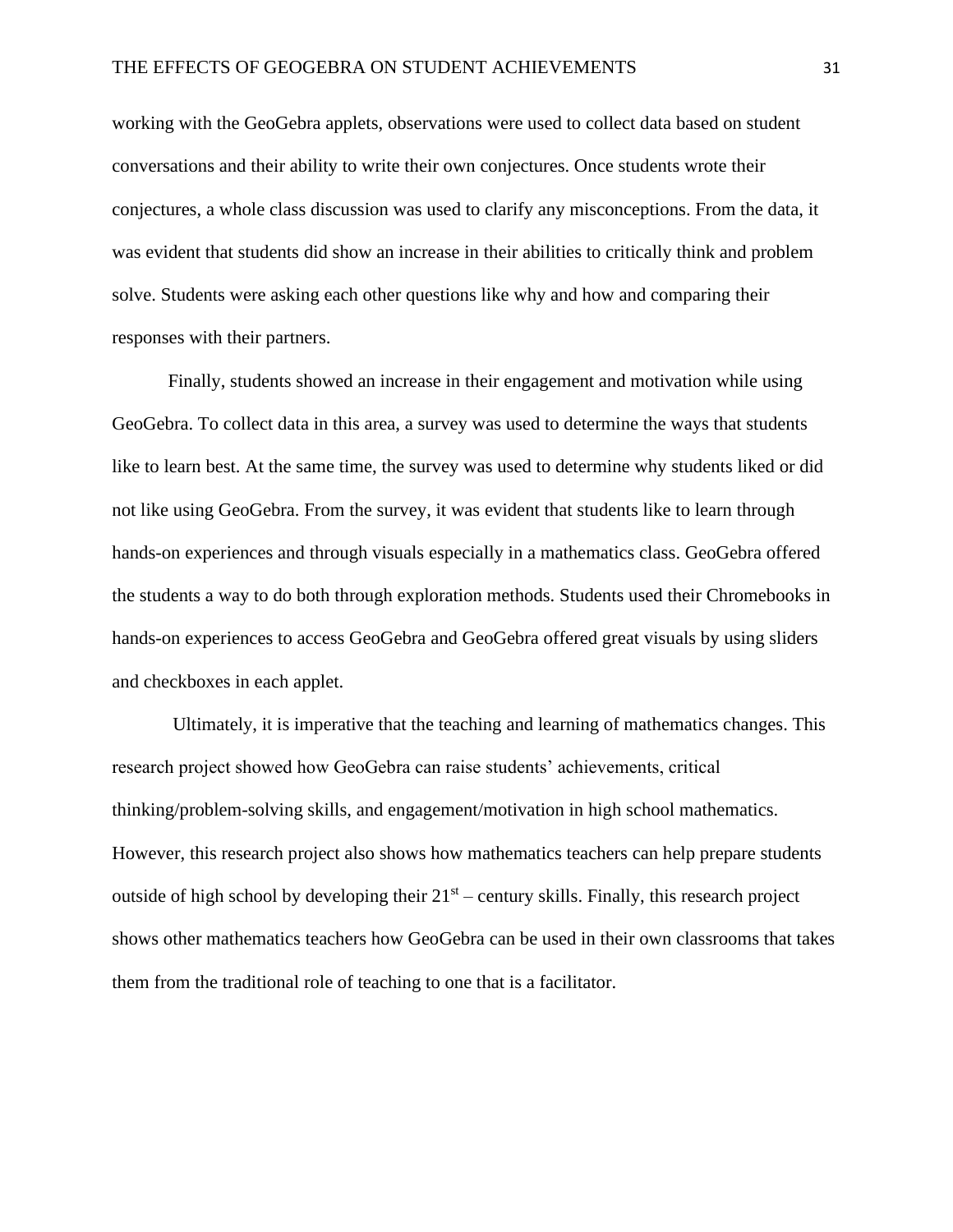working with the GeoGebra applets, observations were used to collect data based on student conversations and their ability to write their own conjectures. Once students wrote their conjectures, a whole class discussion was used to clarify any misconceptions. From the data, it was evident that students did show an increase in their abilities to critically think and problem solve. Students were asking each other questions like why and how and comparing their responses with their partners.

Finally, students showed an increase in their engagement and motivation while using GeoGebra. To collect data in this area, a survey was used to determine the ways that students like to learn best. At the same time, the survey was used to determine why students liked or did not like using GeoGebra. From the survey, it was evident that students like to learn through hands-on experiences and through visuals especially in a mathematics class. GeoGebra offered the students a way to do both through exploration methods. Students used their Chromebooks in hands-on experiences to access GeoGebra and GeoGebra offered great visuals by using sliders and checkboxes in each applet.

Ultimately, it is imperative that the teaching and learning of mathematics changes. This research project showed how GeoGebra can raise students' achievements, critical thinking/problem-solving skills, and engagement/motivation in high school mathematics. However, this research project also shows how mathematics teachers can help prepare students outside of high school by developing their 21st – century skills. Finally, this research project shows other mathematics teachers how GeoGebra can be used in their own classrooms that takes them from the traditional role of teaching to one that is a facilitator.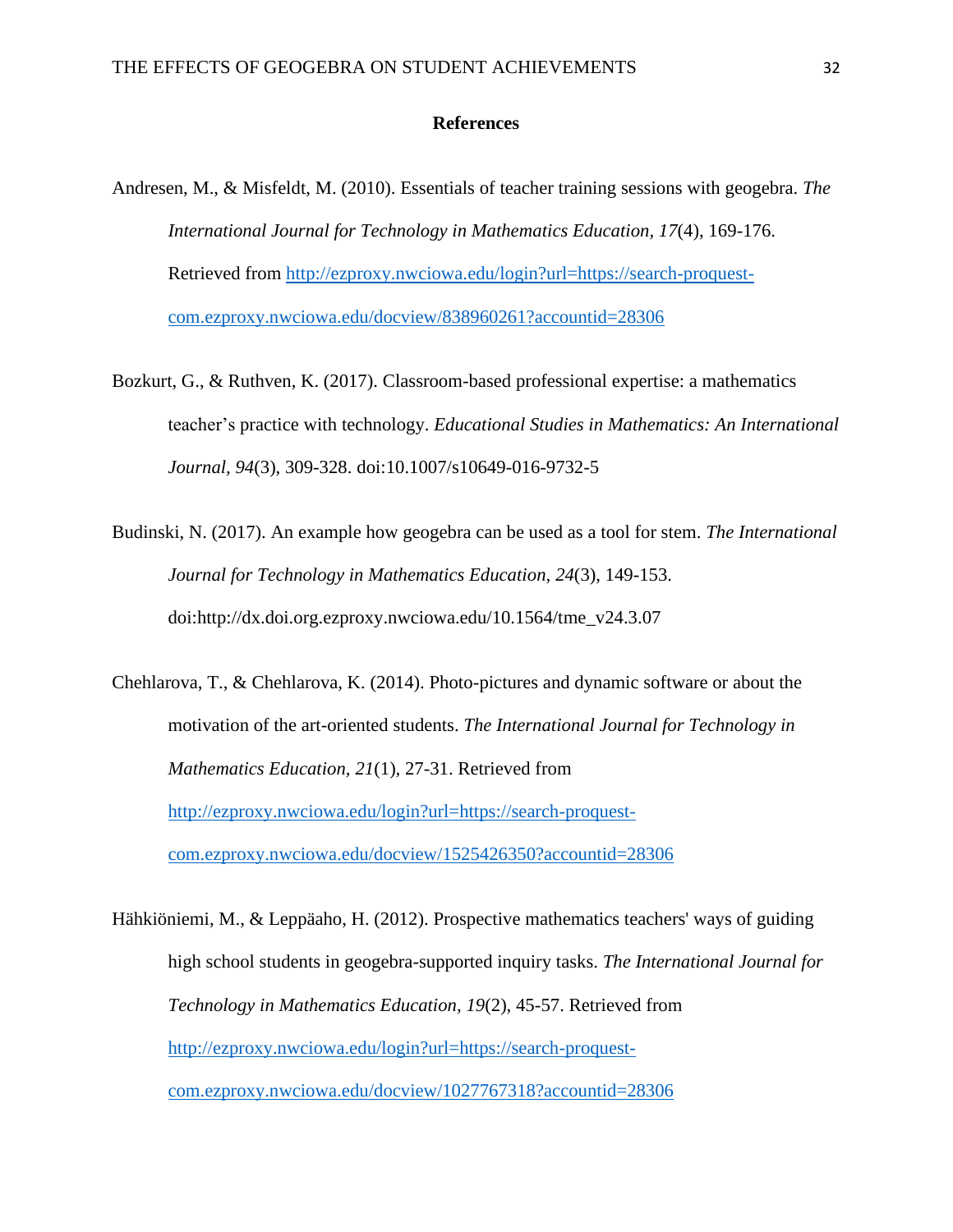## References

Andresen, M., & Misfeldt, M. (2010). Essentials of teacher training sessions with geogebra. *The International Journal for Technology in Mathematics Education*, *17*(4), 169-176. Retrieved from http://ezproxy.nwciowa.edu/login?url=https://search-proquest-com.ezproxy.nwciowa.edu/docview/838960261?accountid=28306

Bozkurt, G., & Ruthven, K. (2017). Classroom-based professional expertise: a mathematics teacher's practice with technology. *Educational Studies in Mathematics: An International Journal*, *94*(3), 309-328. doi:10.1007/s10649-016-9732-5

Budinski, N. (2017). An example how geogebra can be used as a tool for stem. *The International Journal for Technology in Mathematics Education*, *24*(3), 149-153. doi:http://dx.doi.org.ezproxy.nwciowa.edu/10.1564/tme_v24.3.07

Chehlarova, T., & Chehlarova, K. (2014). Photo-pictures and dynamic software or about the motivation of the art-oriented students. *The International Journal for Technology in Mathematics Education*, *21*(1), 27-31. Retrieved from http://ezproxy.nwciowa.edu/login?url=https://search-proquest-com.ezproxy.nwciowa.edu/docview/1525426350?accountid=28306

Hähkiöniemi, M., & Leppäaho, H. (2012). Prospective mathematics teachers' ways of guiding high school students in geogebra-supported inquiry tasks. *The International Journal for Technology in Mathematics Education*, *19*(2), 45-57. Retrieved from http://ezproxy.nwciowa.edu/login?url=https://search-proquest-com.ezproxy.nwciowa.edu/docview/1027767318?accountid=28306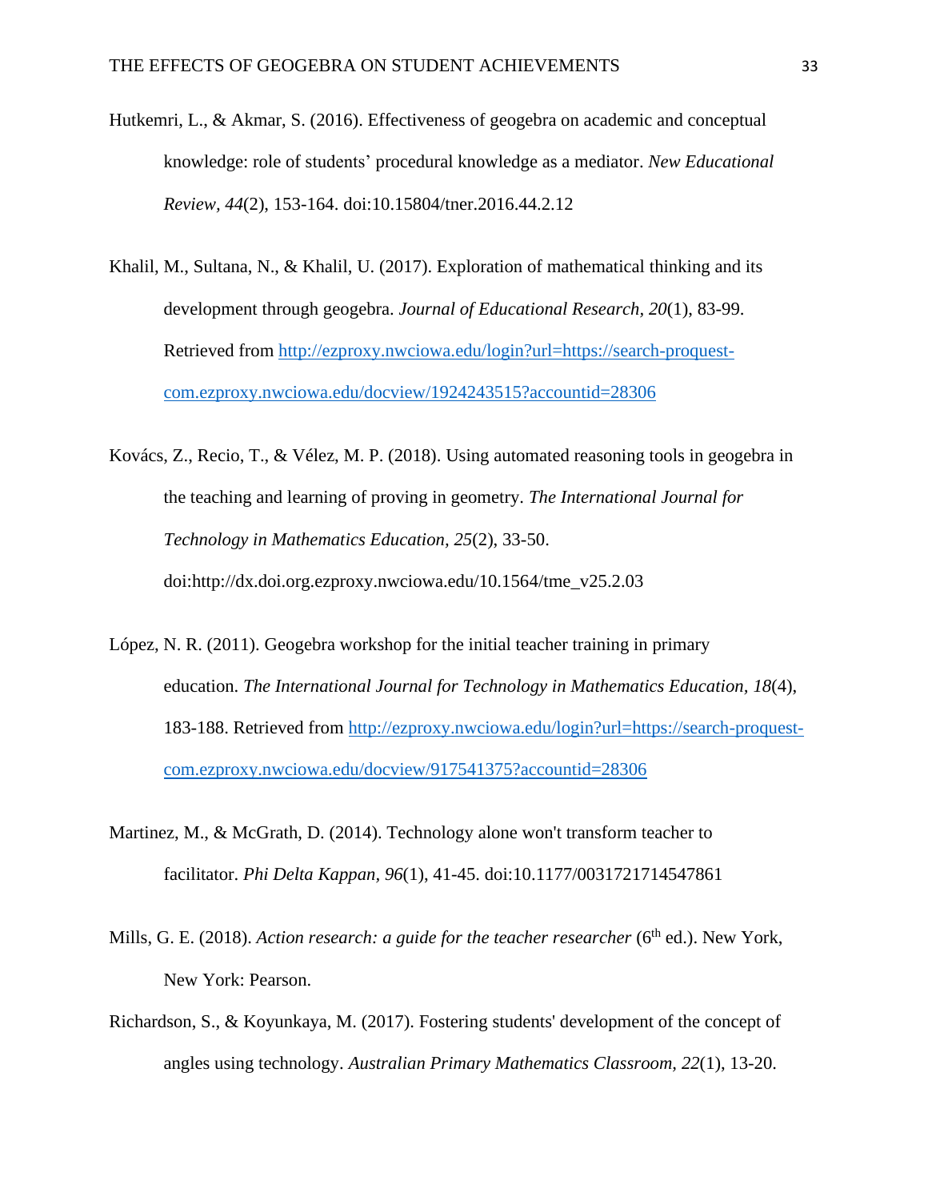Hutkemri, L., & Akmar, S. (2016). Effectiveness of geogebra on academic and conceptual knowledge: role of students' procedural knowledge as a mediator. *New Educational Review, 44*(2), 153-164. doi:10.15804/tner.2016.44.2.12

Khalil, M., Sultana, N., & Khalil, U. (2017). Exploration of mathematical thinking and its development through geogebra. *Journal of Educational Research, 20*(1), 83-99. Retrieved from http://ezproxy.nwciowa.edu/login?url=https://search-proquest-com.ezproxy.nwciowa.edu/docview/1924243515?accountid=28306

Kovács, Z., Recio, T., & Vélez, M. P. (2018). Using automated reasoning tools in geogebra in the teaching and learning of proving in geometry. *The International Journal for Technology in Mathematics Education, 25*(2), 33-50. doi:http://dx.doi.org.ezproxy.nwciowa.edu/10.1564/tme_v25.2.03

López, N. R. (2011). Geogebra workshop for the initial teacher training in primary education. *The International Journal for Technology in Mathematics Education, 18*(4), 183-188. Retrieved from http://ezproxy.nwciowa.edu/login?url=https://search-proquest-com.ezproxy.nwciowa.edu/docview/917541375?accountid=28306

Martinez, M., & McGrath, D. (2014). Technology alone won't transform teacher to facilitator. *Phi Delta Kappan, 96*(1), 41-45. doi:10.1177/0031721714547861

Mills, G. E. (2018). *Action research: a guide for the teacher researcher* (6th ed.). New York, New York: Pearson.

Richardson, S., & Koyunkaya, M. (2017). Fostering students' development of the concept of angles using technology. *Australian Primary Mathematics Classroom, 22*(1), 13-20.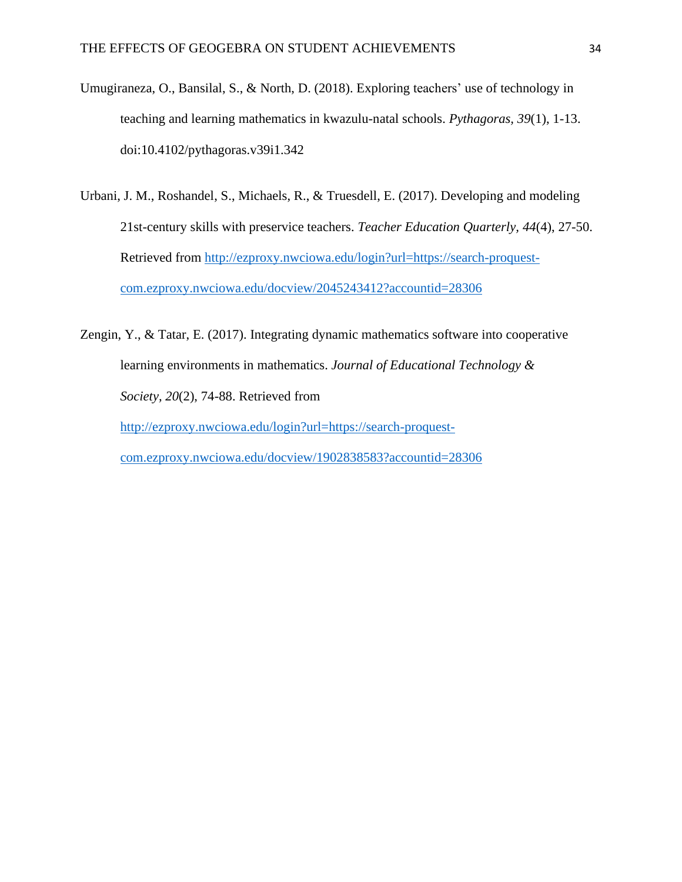Umugiraneza, O., Bansilal, S., & North, D. (2018). Exploring teachers' use of technology in teaching and learning mathematics in kwazulu-natal schools. *Pythagoras, 39*(1), 1-13. doi:10.4102/pythagoras.v39i1.342

Urbani, J. M., Roshandel, S., Michaels, R., & Truesdell, E. (2017). Developing and modeling 21st-century skills with preservice teachers. *Teacher Education Quarterly, 44*(4), 27-50. Retrieved from http://ezproxy.nwciowa.edu/login?url=https://search-proquest-com.ezproxy.nwciowa.edu/docview/2045243412?accountid=28306

Zengin, Y., & Tatar, E. (2017). Integrating dynamic mathematics software into cooperative learning environments in mathematics. *Journal of Educational Technology & Society, 20*(2), 74-88. Retrieved from http://ezproxy.nwciowa.edu/login?url=https://search-proquest-com.ezproxy.nwciowa.edu/docview/1902838583?accountid=28306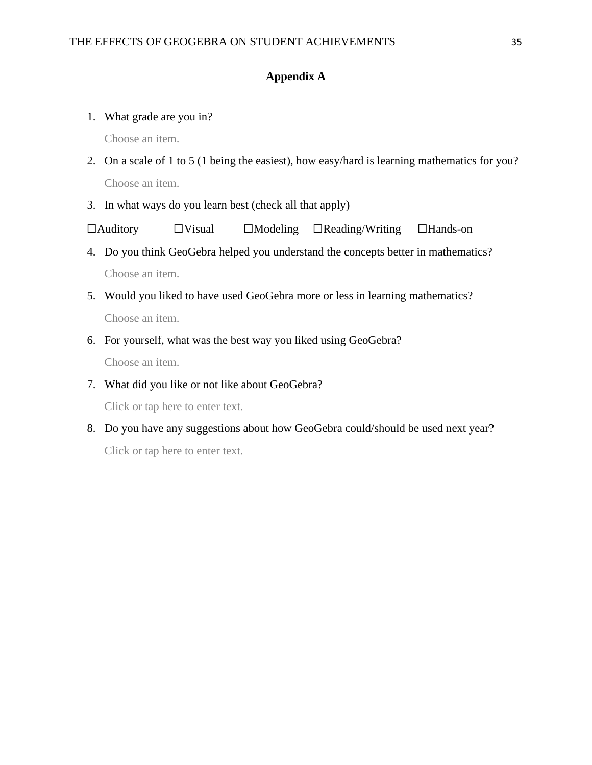## Appendix A

1. What grade are you in?

   Choose an item.

2. On a scale of 1 to 5 (1 being the easiest), how easy/hard is learning mathematics for you?

   Choose an item.

3. In what ways do you learn best (check all that apply)

☐Auditory ☐Visual ☐Modeling ☐Reading/Writing ☐Hands-on

4. Do you think GeoGebra helped you understand the concepts better in mathematics?

   Choose an item.

5. Would you liked to have used GeoGebra more or less in learning mathematics?

   Choose an item.

6. For yourself, what was the best way you liked using GeoGebra?

   Choose an item.

7. What did you like or not like about GeoGebra?

   Click or tap here to enter text.

8. Do you have any suggestions about how GeoGebra could/should be used next year?

   Click or tap here to enter text.